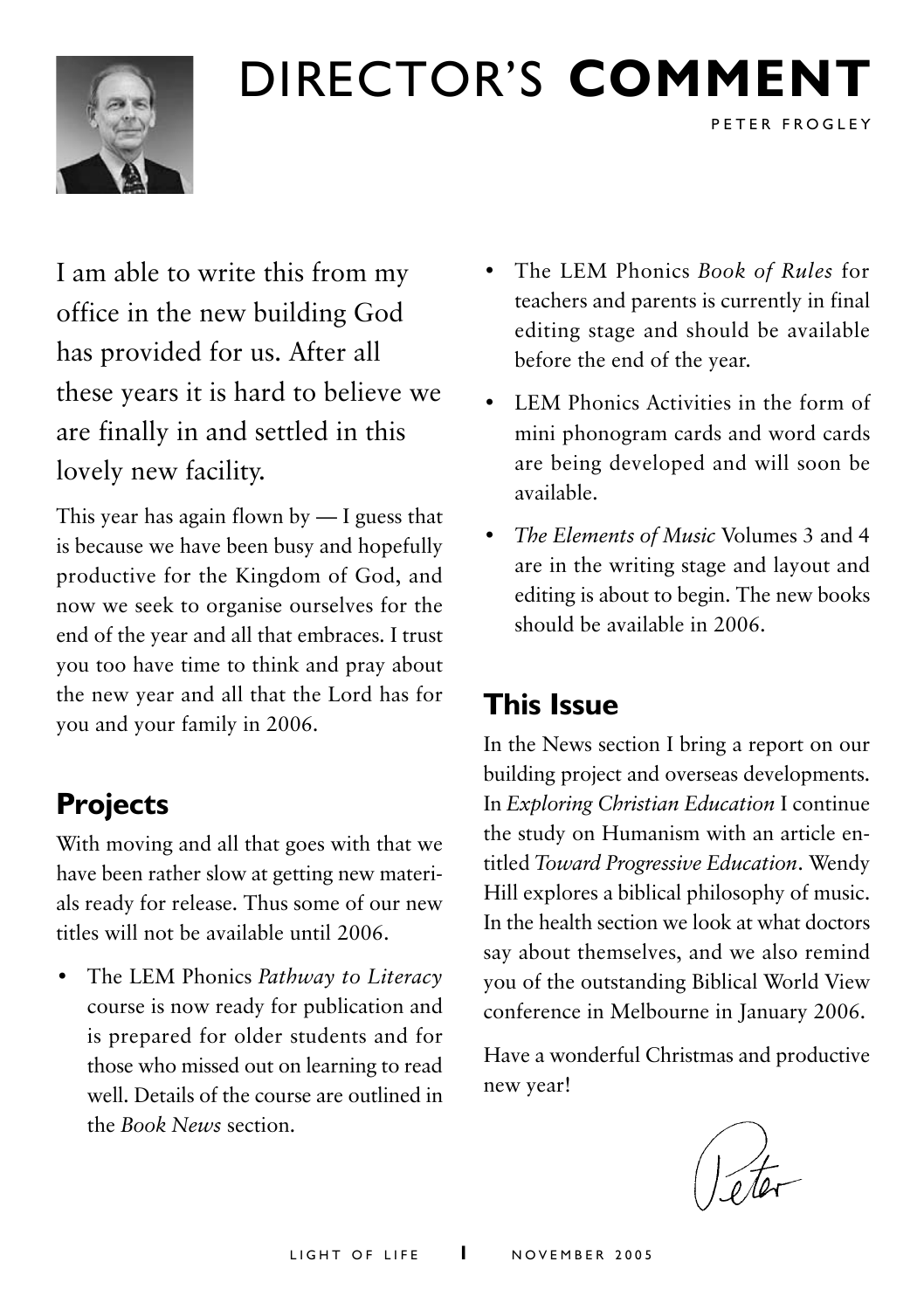# DIRECTOR'S **COMMENT**

PETER FROGLEY

I am able to write this from my office in the new building God has provided for us. After all these years it is hard to believe we are finally in and settled in this lovely new facility.

This year has again flown by — I guess that is because we have been busy and hopefully productive for the Kingdom of God, and now we seek to organise ourselves for the end of the year and all that embraces. I trust you too have time to think and pray about the new year and all that the Lord has for you and your family in 2006.

## Projects

With moving and all that goes with that we have been rather slow at getting new materials ready for release. Thus some of our new titles will not be available until 2006.

- The LEM Phonics *Pathway to Literacy* course is now ready for publication and is prepared for older students and for those who missed out on learning to read well. Details of the course are outlined in the *Book News* section.
- The LEM Phonics *Book of Rules* for teachers and parents is currently in final editing stage and should be available before the end of the year.
- LEM Phonics Activities in the form of mini phonogram cards and word cards are being developed and will soon be available.
- *The Elements of Music* Volumes 3 and 4 are in the writing stage and layout and editing is about to begin. The new books should be available in 2006.

## This Issue

In the News section I bring a report on our building project and overseas developments. In *Exploring Christian Education* I continue the study on Humanism with an article entitled *Toward Progressive Education*. Wendy Hill explores a biblical philosophy of music. In the health section we look at what doctors say about themselves, and we also remind you of the outstanding Biblical World View conference in Melbourne in January 2006.

Have a wonderful Christmas and productive new year!

Peter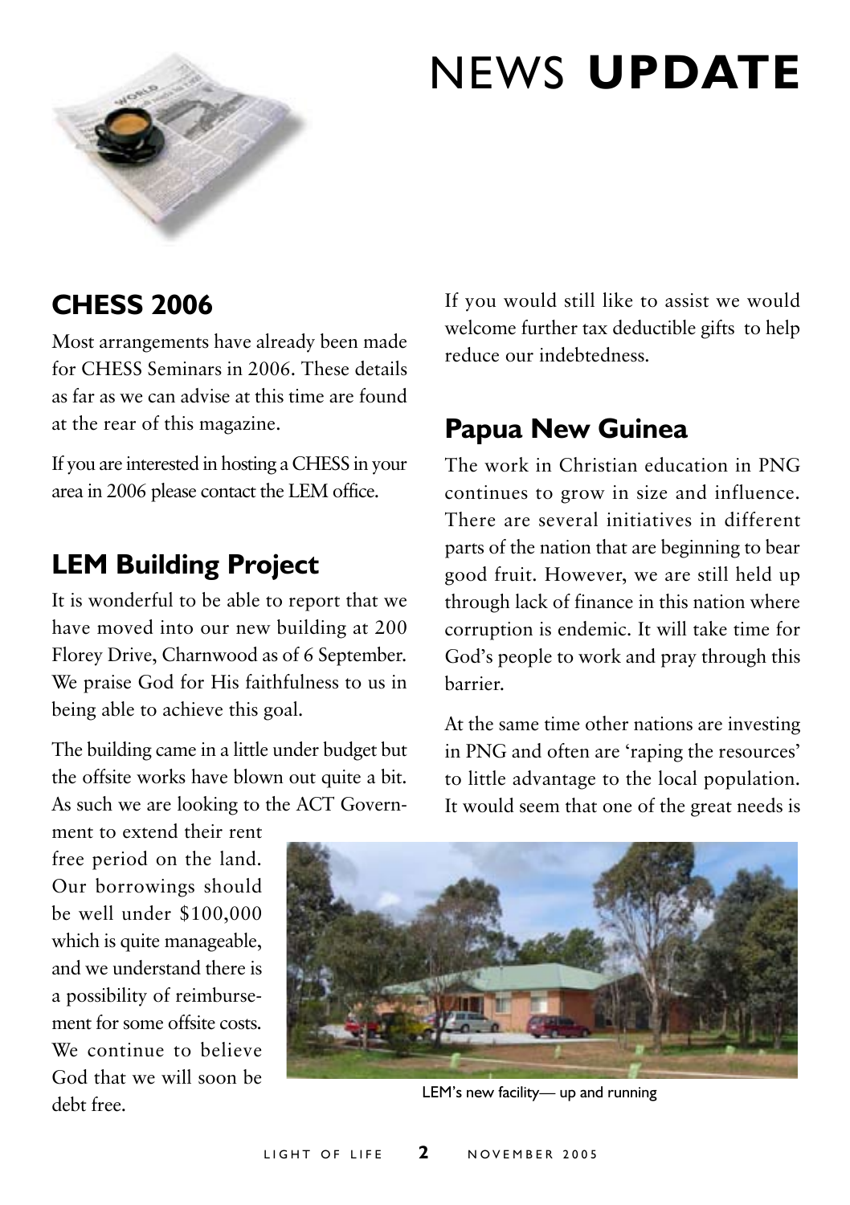# NEWS **UPDATE**

## CHESS 2006

Most arrangements have already been made for CHESS Seminars in 2006. These details as far as we can advise at this time are found at the rear of this magazine.

If you are interested in hosting a CHESS in your area in 2006 please contact the LEM office.

## LEM Building Project

It is wonderful to be able to report that we have moved into our new building at 200 Florey Drive, Charnwood as of 6 September. We praise God for His faithfulness to us in being able to achieve this goal.

The building came in a little under budget but the offsite works have blown out quite a bit. As such we are looking to the ACT Government to extend their rent free period on the land. Our borrowings should be well under $100,000 which is quite manageable, and we understand there is a possibility of reimbursement for some offsite costs. We continue to believe God that we will soon be debt free.

LEM's new facility— up and running

If you would still like to assist we would welcome further tax deductible gifts to help reduce our indebtedness.

## Papua New Guinea

The work in Christian education in PNG continues to grow in size and influence. There are several initiatives in different parts of the nation that are beginning to bear good fruit. However, we are still held up through lack of finance in this nation where corruption is endemic. It will take time for God's people to work and pray through this barrier.

At the same time other nations are investing in PNG and often are 'raping the resources' to little advantage to the local population. It would seem that one of the great needs is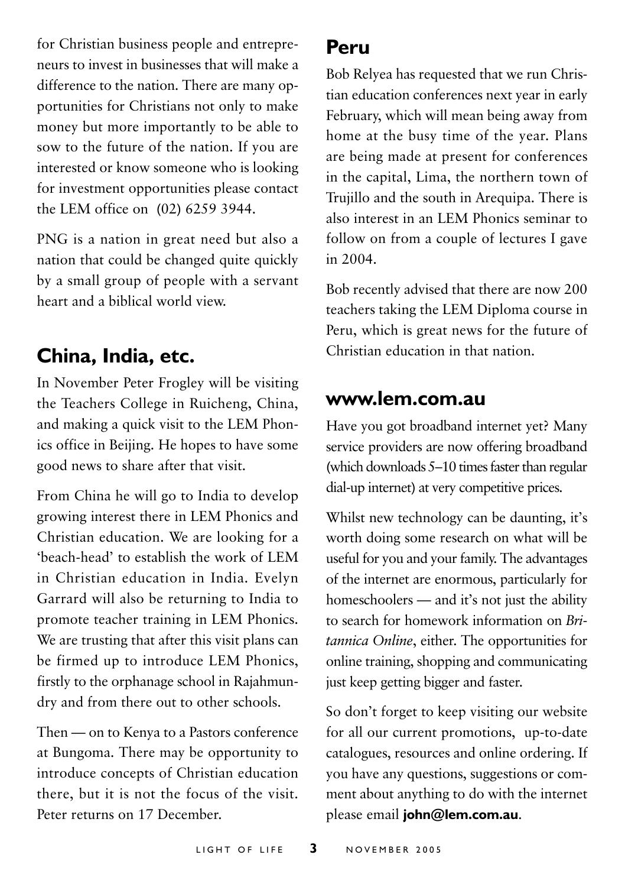for Christian business people and entrepreneurs to invest in businesses that will make a difference to the nation. There are many opportunities for Christians not only to make money but more importantly to be able to sow to the future of the nation. If you are interested or know someone who is looking for investment opportunities please contact the LEM office on (02) 6259 3944.

PNG is a nation in great need but also a nation that could be changed quite quickly by a small group of people with a servant heart and a biblical world view.

## China, India, etc.

In November Peter Frogley will be visiting the Teachers College in Ruicheng, China, and making a quick visit to the LEM Phonics office in Beijing. He hopes to have some good news to share after that visit.

From China he will go to India to develop growing interest there in LEM Phonics and Christian education. We are looking for a 'beach-head' to establish the work of LEM in Christian education in India. Evelyn Garrard will also be returning to India to promote teacher training in LEM Phonics. We are trusting that after this visit plans can be firmed up to introduce LEM Phonics, firstly to the orphanage school in Rajahmundry and from there out to other schools.

Then — on to Kenya to a Pastors conference at Bungoma. There may be opportunity to introduce concepts of Christian education there, but it is not the focus of the visit. Peter returns on 17 December.

## Peru

Bob Relyea has requested that we run Christian education conferences next year in early February, which will mean being away from home at the busy time of the year. Plans are being made at present for conferences in the capital, Lima, the northern town of Trujillo and the south in Arequipa. There is also interest in an LEM Phonics seminar to follow on from a couple of lectures I gave in 2004.

Bob recently advised that there are now 200 teachers taking the LEM Diploma course in Peru, which is great news for the future of Christian education in that nation.

## www.lem.com.au

Have you got broadband internet yet? Many service providers are now offering broadband (which downloads 5–10 times faster than regular dial-up internet) at very competitive prices.

Whilst new technology can be daunting, it's worth doing some research on what will be useful for you and your family. The advantages of the internet are enormous, particularly for homeschoolers — and it's not just the ability to search for homework information on *Britannica Online*, either. The opportunities for online training, shopping and communicating just keep getting bigger and faster.

So don't forget to keep visiting our website for all our current promotions, up-to-date catalogues, resources and online ordering. If you have any questions, suggestions or comment about anything to do with the internet please email **john@lem.com.au**.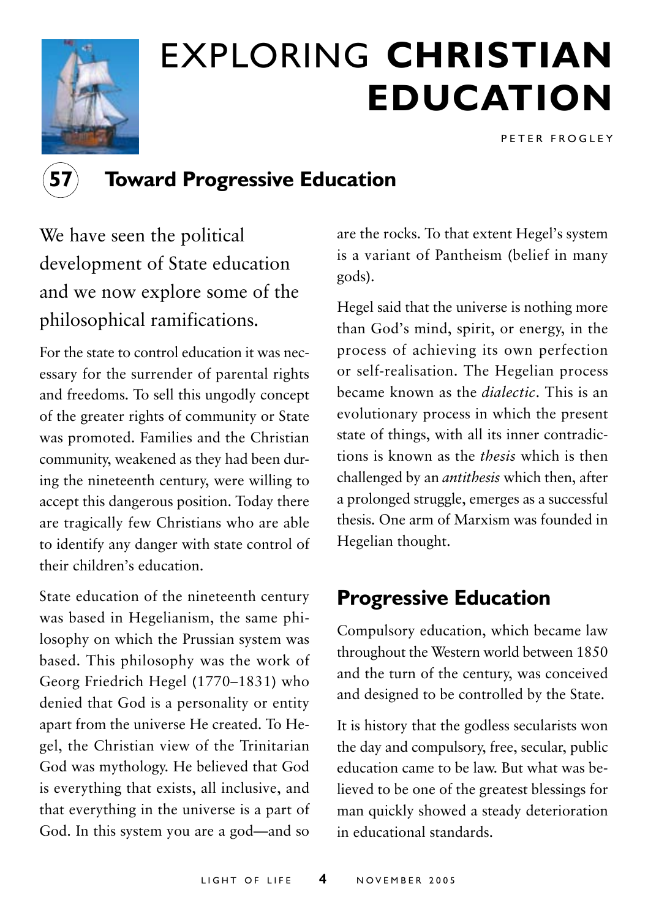# EXPLORING **CHRISTIAN EDUCATION**

PETER FROGLEY

## 57 Toward Progressive Education

We have seen the political development of State education and we now explore some of the philosophical ramifications.

For the state to control education it was necessary for the surrender of parental rights and freedoms. To sell this ungodly concept of the greater rights of community or State was promoted. Families and the Christian community, weakened as they had been during the nineteenth century, were willing to accept this dangerous position. Today there are tragically few Christians who are able to identify any danger with state control of their children's education.

State education of the nineteenth century was based in Hegelianism, the same philosophy on which the Prussian system was based. This philosophy was the work of Georg Friedrich Hegel (1770–1831) who denied that God is a personality or entity apart from the universe He created. To Hegel, the Christian view of the Trinitarian God was mythology. He believed that God is everything that exists, all inclusive, and that everything in the universe is a part of God. In this system you are a god—and so are the rocks. To that extent Hegel's system is a variant of Pantheism (belief in many gods).

Hegel said that the universe is nothing more than God's mind, spirit, or energy, in the process of achieving its own perfection or self-realisation. The Hegelian process became known as the *dialectic*. This is an evolutionary process in which the present state of things, with all its inner contradictions is known as the *thesis* which is then challenged by an *antithesis* which then, after a prolonged struggle, emerges as a successful thesis. One arm of Marxism was founded in Hegelian thought.

### Progressive Education

Compulsory education, which became law throughout the Western world between 1850 and the turn of the century, was conceived and designed to be controlled by the State.

It is history that the godless secularists won the day and compulsory, free, secular, public education came to be law. But what was believed to be one of the greatest blessings for man quickly showed a steady deterioration in educational standards.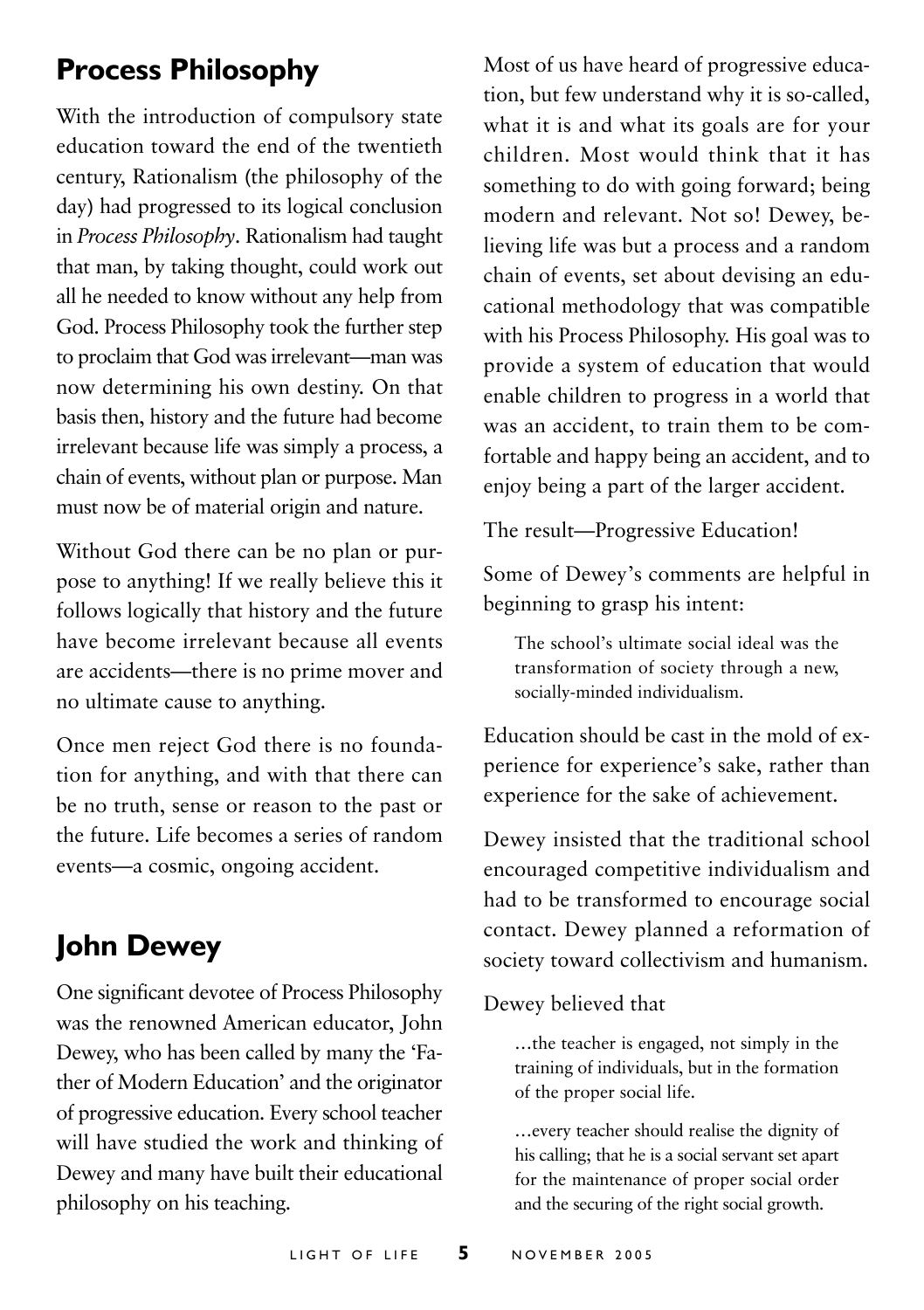## Process Philosophy

With the introduction of compulsory state education toward the end of the twentieth century, Rationalism (the philosophy of the day) had progressed to its logical conclusion in *Process Philosophy*. Rationalism had taught that man, by taking thought, could work out all he needed to know without any help from God. Process Philosophy took the further step to proclaim that God was irrelevant—man was now determining his own destiny. On that basis then, history and the future had become irrelevant because life was simply a process, a chain of events, without plan or purpose. Man must now be of material origin and nature.

Without God there can be no plan or purpose to anything! If we really believe this it follows logically that history and the future have become irrelevant because all events are accidents—there is no prime mover and no ultimate cause to anything.

Once men reject God there is no foundation for anything, and with that there can be no truth, sense or reason to the past or the future. Life becomes a series of random events—a cosmic, ongoing accident.

## John Dewey

One significant devotee of Process Philosophy was the renowned American educator, John Dewey, who has been called by many the 'Father of Modern Education' and the originator of progressive education. Every school teacher will have studied the work and thinking of Dewey and many have built their educational philosophy on his teaching.

Most of us have heard of progressive education, but few understand why it is so-called, what it is and what its goals are for your children. Most would think that it has something to do with going forward; being modern and relevant. Not so! Dewey, believing life was but a process and a random chain of events, set about devising an educational methodology that was compatible with his Process Philosophy. His goal was to provide a system of education that would enable children to progress in a world that was an accident, to train them to be comfortable and happy being an accident, and to enjoy being a part of the larger accident.

The result—Progressive Education!

Some of Dewey's comments are helpful in beginning to grasp his intent:

> The school's ultimate social ideal was the transformation of society through a new, socially-minded individualism.

Education should be cast in the mold of experience for experience's sake, rather than experience for the sake of achievement.

Dewey insisted that the traditional school encouraged competitive individualism and had to be transformed to encourage social contact. Dewey planned a reformation of society toward collectivism and humanism.

Dewey believed that

> …the teacher is engaged, not simply in the training of individuals, but in the formation of the proper social life.
>
> …every teacher should realise the dignity of his calling; that he is a social servant set apart for the maintenance of proper social order and the securing of the right social growth.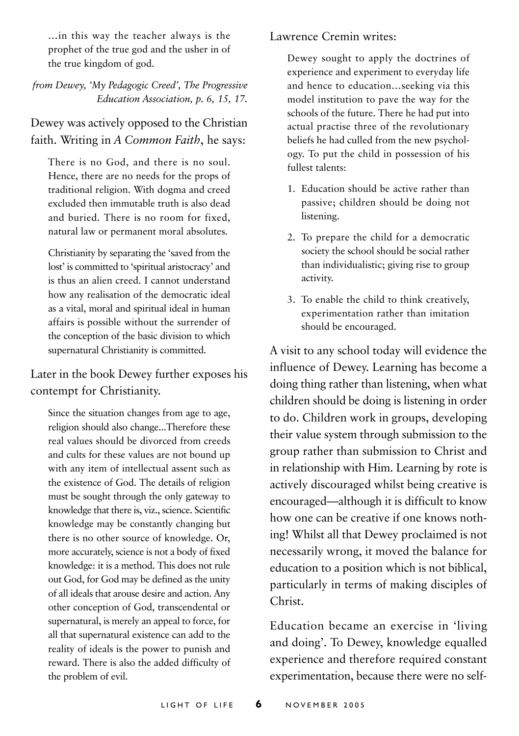> ...in this way the teacher always is the prophet of the true god and the usher in of the true kingdom of god.

*from Dewey, 'My Pedagogic Creed', The Progressive Education Association, p. 6, 15, 17.*

Dewey was actively opposed to the Christian faith. Writing in *A Common Faith*, he says:

> There is no God, and there is no soul. Hence, there are no needs for the props of traditional religion. With dogma and creed excluded then immutable truth is also dead and buried. There is no room for fixed, natural law or permanent moral absolutes.
>
> Christianity by separating the 'saved from the lost' is committed to 'spiritual aristocracy' and is thus an alien creed. I cannot understand how any realisation of the democratic ideal as a vital, moral and spiritual ideal in human affairs is possible without the surrender of the conception of the basic division to which supernatural Christianity is committed.

Later in the book Dewey further exposes his contempt for Christianity.

> Since the situation changes from age to age, religion should also change...Therefore these real values should be divorced from creeds and cults for these values are not bound up with any item of intellectual assent such as the existence of God. The details of religion must be sought through the only gateway to knowledge that there is, viz., science. Scientific knowledge may be constantly changing but there is no other source of knowledge. Or, more accurately, science is not a body of fixed knowledge: it is a method. This does not rule out God, for God may be defined as the unity of all ideals that arouse desire and action. Any other conception of God, transcendental or supernatural, is merely an appeal to force, for all that supernatural existence can add to the reality of ideals is the power to punish and reward. There is also the added difficulty of the problem of evil.

Lawrence Cremin writes:

> Dewey sought to apply the doctrines of experience and experiment to everyday life and hence to education...seeking via this model institution to pave the way for the schools of the future. There he had put into actual practise three of the revolutionary beliefs he had culled from the new psychology. To put the child in possession of his fullest talents:
>
> 1. Education should be active rather than passive; children should be doing not listening.
> 2. To prepare the child for a democratic society the school should be social rather than individualistic; giving rise to group activity.
> 3. To enable the child to think creatively, experimentation rather than imitation should be encouraged.

A visit to any school today will evidence the influence of Dewey. Learning has become a doing thing rather than listening, when what children should be doing is listening in order to do. Children work in groups, developing their value system through submission to the group rather than submission to Christ and in relationship with Him. Learning by rote is actively discouraged whilst being creative is encouraged—although it is difficult to know how one can be creative if one knows nothing! Whilst all that Dewey proclaimed is not necessarily wrong, it moved the balance for education to a position which is not biblical, particularly in terms of making disciples of Christ.

Education became an exercise in 'living and doing'. To Dewey, knowledge equalled experience and therefore required constant experimentation, because there were no self-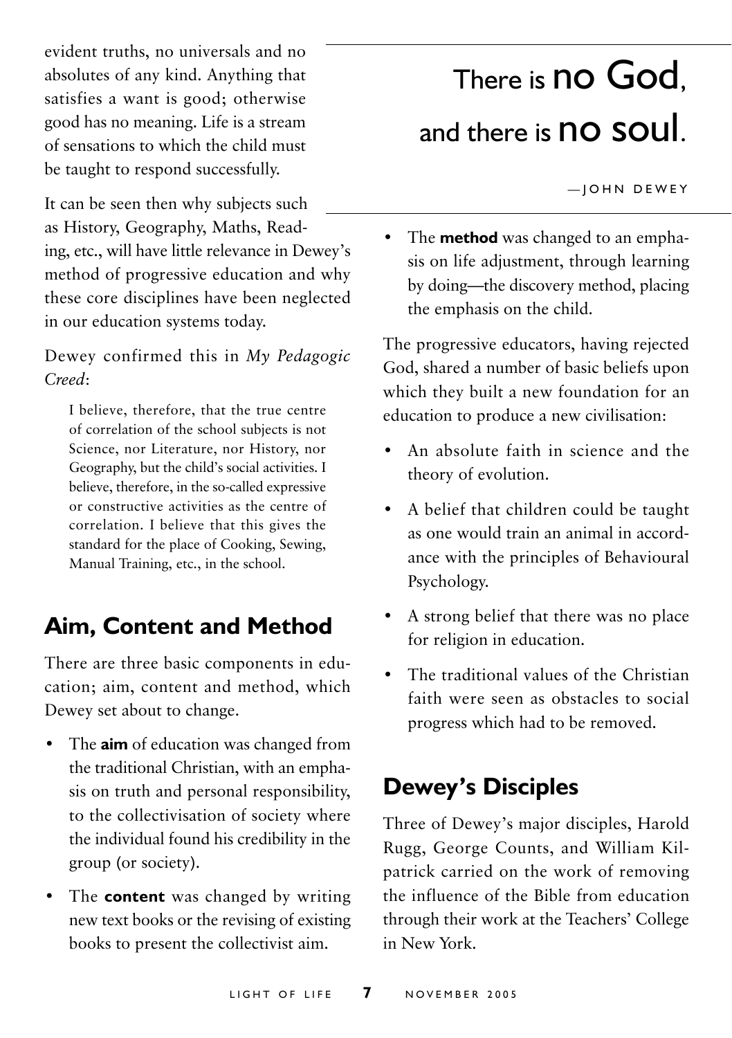evident truths, no universals and no absolutes of any kind. Anything that satisfies a want is good; otherwise good has no meaning. Life is a stream of sensations to which the child must be taught to respond successfully.

It can be seen then why subjects such as History, Geography, Maths, Reading, etc., will have little relevance in Dewey's method of progressive education and why these core disciplines have been neglected in our education systems today.

Dewey confirmed this in *My Pedagogic Creed*:

> I believe, therefore, that the true centre of correlation of the school subjects is not Science, nor Literature, nor History, nor Geography, but the child's social activities. I believe, therefore, in the so-called expressive or constructive activities as the centre of correlation. I believe that this gives the standard for the place of Cooking, Sewing, Manual Training, etc., in the school.

> There is **no God**, and there is **no soul**.
>
> —JOHN DEWEY

## Aim, Content and Method

There are three basic components in education; aim, content and method, which Dewey set about to change.

- The **aim** of education was changed from the traditional Christian, with an emphasis on truth and personal responsibility, to the collectivisation of society where the individual found his credibility in the group (or society).
- The **content** was changed by writing new text books or the revising of existing books to present the collectivist aim.
- The **method** was changed to an emphasis on life adjustment, through learning by doing—the discovery method, placing the emphasis on the child.

The progressive educators, having rejected God, shared a number of basic beliefs upon which they built a new foundation for an education to produce a new civilisation:

- An absolute faith in science and the theory of evolution.
- A belief that children could be taught as one would train an animal in accordance with the principles of Behavioural Psychology.
- A strong belief that there was no place for religion in education.
- The traditional values of the Christian faith were seen as obstacles to social progress which had to be removed.

## Dewey's Disciples

Three of Dewey's major disciples, Harold Rugg, George Counts, and William Kilpatrick carried on the work of removing the influence of the Bible from education through their work at the Teachers' College in New York.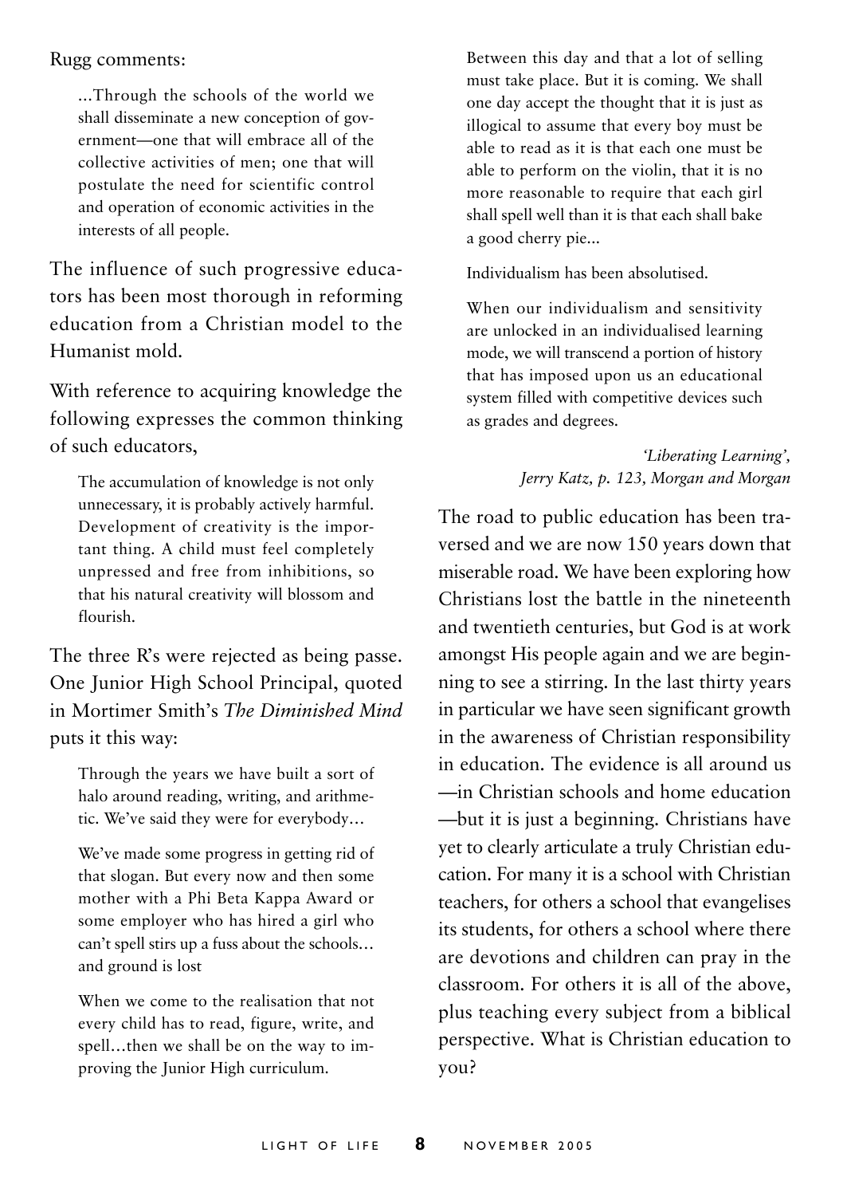Rugg comments:

> ...Through the schools of the world we shall disseminate a new conception of government—one that will embrace all of the collective activities of men; one that will postulate the need for scientific control and operation of economic activities in the interests of all people.

The influence of such progressive educators has been most thorough in reforming education from a Christian model to the Humanist mold.

With reference to acquiring knowledge the following expresses the common thinking of such educators,

> The accumulation of knowledge is not only unnecessary, it is probably actively harmful. Development of creativity is the important thing. A child must feel completely unpressed and free from inhibitions, so that his natural creativity will blossom and flourish.

The three R's were rejected as being passe. One Junior High School Principal, quoted in Mortimer Smith's *The Diminished Mind* puts it this way:

> Through the years we have built a sort of halo around reading, writing, and arithmetic. We've said they were for everybody…
>
> We've made some progress in getting rid of that slogan. But every now and then some mother with a Phi Beta Kappa Award or some employer who has hired a girl who can't spell stirs up a fuss about the schools… and ground is lost
>
> When we come to the realisation that not every child has to read, figure, write, and spell…then we shall be on the way to improving the Junior High curriculum.
>
> Between this day and that a lot of selling must take place. But it is coming. We shall one day accept the thought that it is just as illogical to assume that every boy must be able to read as it is that each one must be able to perform on the violin, that it is no more reasonable to require that each girl shall spell well than it is that each shall bake a good cherry pie...
>
> Individualism has been absolutised.
>
> When our individualism and sensitivity are unlocked in an individualised learning mode, we will transcend a portion of history that has imposed upon us an educational system filled with competitive devices such as grades and degrees.
>
> *'Liberating Learning', Jerry Katz, p. 123, Morgan and Morgan*

The road to public education has been traversed and we are now 150 years down that miserable road. We have been exploring how Christians lost the battle in the nineteenth and twentieth centuries, but God is at work amongst His people again and we are beginning to see a stirring. In the last thirty years in particular we have seen significant growth in the awareness of Christian responsibility in education. The evidence is all around us—in Christian schools and home education—but it is just a beginning. Christians have yet to clearly articulate a truly Christian education. For many it is a school with Christian teachers, for others a school that evangelises its students, for others a school where there are devotions and children can pray in the classroom. For others it is all of the above, plus teaching every subject from a biblical perspective. What is Christian education to you?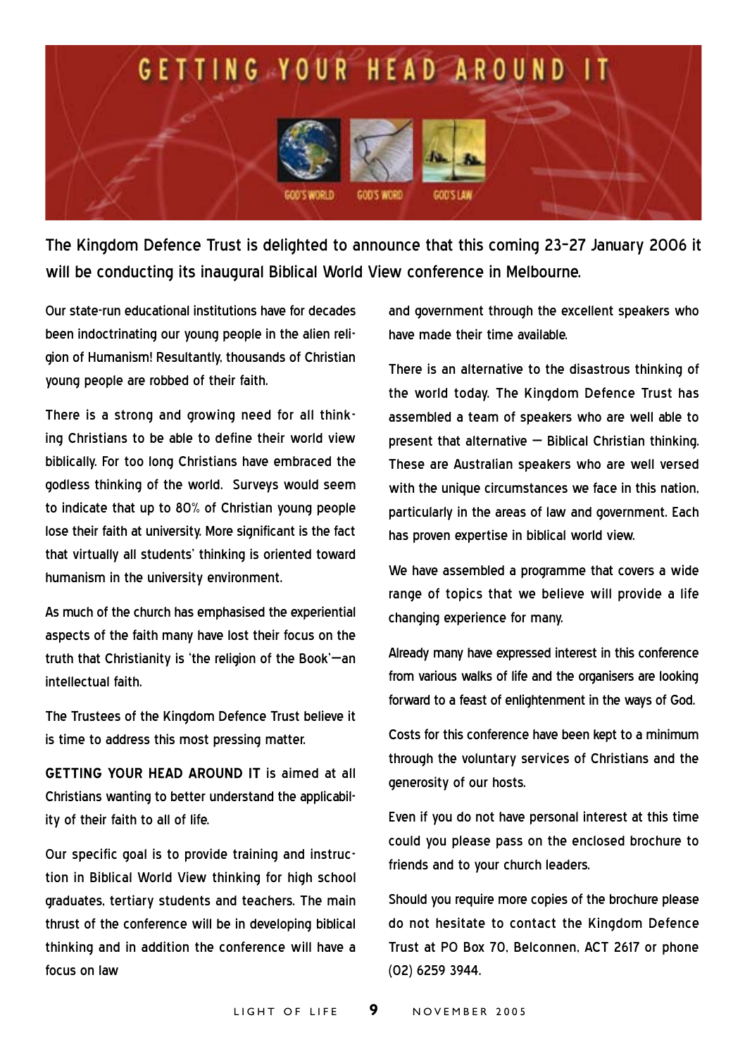# GETTING YOUR HEAD AROUND IT

GOD'S WORLD GOD'S WORD GOD'S LAW

The Kingdom Defence Trust is delighted to announce that this coming 23–27 January 2006 it will be conducting its inaugural Biblical World View conference in Melbourne.

Our state-run educational institutions have for decades been indoctrinating our young people in the alien religion of Humanism! Resultantly, thousands of Christian young people are robbed of their faith.

There is a strong and growing need for all thinking Christians to be able to define their world view biblically. For too long Christians have embraced the godless thinking of the world. Surveys would seem to indicate that up to 80% of Christian young people lose their faith at university. More significant is the fact that virtually all students' thinking is oriented toward humanism in the university environment.

As much of the church has emphasised the experiential aspects of the faith many have lost their focus on the truth that Christianity is 'the religion of the Book'—an intellectual faith.

The Trustees of the Kingdom Defence Trust believe it is time to address this most pressing matter.

**GETTING YOUR HEAD AROUND IT** is aimed at all Christians wanting to better understand the applicability of their faith to all of life.

Our specific goal is to provide training and instruction in Biblical World View thinking for high school graduates, tertiary students and teachers. The main thrust of the conference will be in developing biblical thinking and in addition the conference will have a focus on law and government through the excellent speakers who have made their time available.

There is an alternative to the disastrous thinking of the world today. The Kingdom Defence Trust has assembled a team of speakers who are well able to present that alternative — Biblical Christian thinking. These are Australian speakers who are well versed with the unique circumstances we face in this nation, particularly in the areas of law and government. Each has proven expertise in biblical world view.

We have assembled a programme that covers a wide range of topics that we believe will provide a life changing experience for many.

Already many have expressed interest in this conference from various walks of life and the organisers are looking forward to a feast of enlightenment in the ways of God.

Costs for this conference have been kept to a minimum through the voluntary services of Christians and the generosity of our hosts.

Even if you do not have personal interest at this time could you please pass on the enclosed brochure to friends and to your church leaders.

Should you require more copies of the brochure please do not hesitate to contact the Kingdom Defence Trust at PO Box 70, Belconnen, ACT 2617 or phone (02) 6259 3944.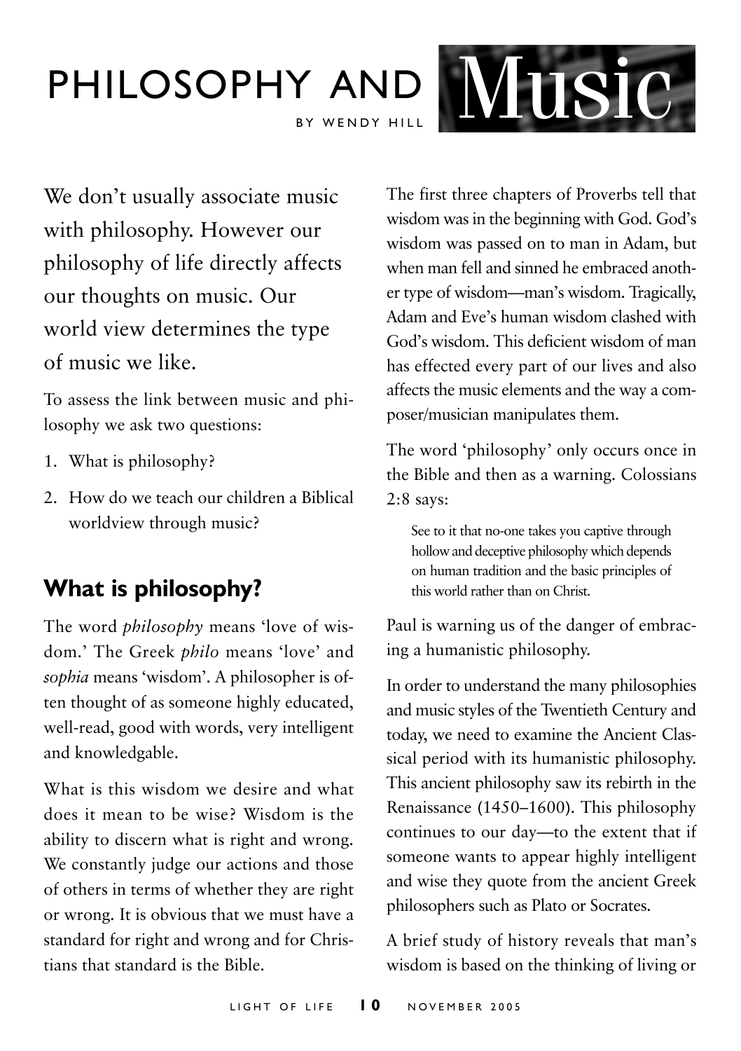# PHILOSOPHY AND Music

BY WENDY HILL

We don't usually associate music with philosophy. However our philosophy of life directly affects our thoughts on music. Our world view determines the type of music we like.

To assess the link between music and philosophy we ask two questions:

1. What is philosophy?
2. How do we teach our children a Biblical worldview through music?

## What is philosophy?

The word *philosophy* means 'love of wisdom.' The Greek *philo* means 'love' and *sophia* means 'wisdom'. A philosopher is often thought of as someone highly educated, well-read, good with words, very intelligent and knowledgable.

What is this wisdom we desire and what does it mean to be wise? Wisdom is the ability to discern what is right and wrong. We constantly judge our actions and those of others in terms of whether they are right or wrong. It is obvious that we must have a standard for right and wrong and for Christians that standard is the Bible.

The first three chapters of Proverbs tell that wisdom was in the beginning with God. God's wisdom was passed on to man in Adam, but when man fell and sinned he embraced another type of wisdom—man's wisdom. Tragically, Adam and Eve's human wisdom clashed with God's wisdom. This deficient wisdom of man has effected every part of our lives and also affects the music elements and the way a composer/musician manipulates them.

The word 'philosophy' only occurs once in the Bible and then as a warning. Colossians 2:8 says:

> See to it that no-one takes you captive through hollow and deceptive philosophy which depends on human tradition and the basic principles of this world rather than on Christ.

Paul is warning us of the danger of embracing a humanistic philosophy.

In order to understand the many philosophies and music styles of the Twentieth Century and today, we need to examine the Ancient Classical period with its humanistic philosophy. This ancient philosophy saw its rebirth in the Renaissance (1450–1600). This philosophy continues to our day—to the extent that if someone wants to appear highly intelligent and wise they quote from the ancient Greek philosophers such as Plato or Socrates.

A brief study of history reveals that man's wisdom is based on the thinking of living or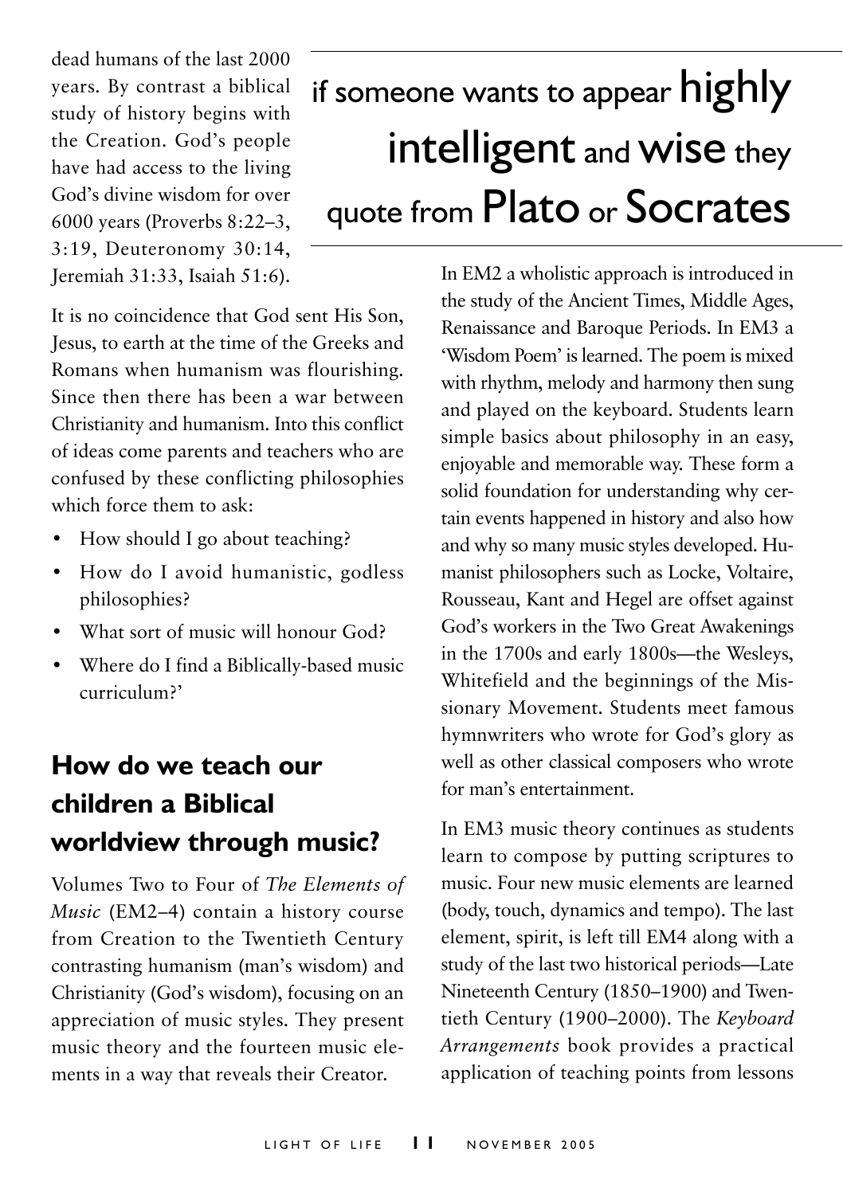dead humans of the last 2000 years. By contrast a biblical study of history begins with the Creation. God's people have had access to the living God's divine wisdom for over 6000 years (Proverbs 8:22–3, 3:19, Deuteronomy 30:14, Jeremiah 31:33, Isaiah 51:6).

> if someone wants to appear **highly intelligent** and **wise** they quote from **Plato** or **Socrates**

It is no coincidence that God sent His Son, Jesus, to earth at the time of the Greeks and Romans when humanism was flourishing. Since then there has been a war between Christianity and humanism. Into this conflict of ideas come parents and teachers who are confused by these conflicting philosophies which force them to ask:

- How should I go about teaching?
- How do I avoid humanistic, godless philosophies?
- What sort of music will honour God?
- Where do I find a Biblically-based music curriculum?'

## How do we teach our children a Biblical worldview through music?

Volumes Two to Four of *The Elements of Music* (EM2–4) contain a history course from Creation to the Twentieth Century contrasting humanism (man's wisdom) and Christianity (God's wisdom), focusing on an appreciation of music styles. They present music theory and the fourteen music elements in a way that reveals their Creator.

In EM2 a wholistic approach is introduced in the study of the Ancient Times, Middle Ages, Renaissance and Baroque Periods. In EM3 a 'Wisdom Poem' is learned. The poem is mixed with rhythm, melody and harmony then sung and played on the keyboard. Students learn simple basics about philosophy in an easy, enjoyable and memorable way. These form a solid foundation for understanding why certain events happened in history and also how and why so many music styles developed. Humanist philosophers such as Locke, Voltaire, Rousseau, Kant and Hegel are offset against God's workers in the Two Great Awakenings in the 1700s and early 1800s—the Wesleys, Whitefield and the beginnings of the Missionary Movement. Students meet famous hymnwriters who wrote for God's glory as well as other classical composers who wrote for man's entertainment.

In EM3 music theory continues as students learn to compose by putting scriptures to music. Four new music elements are learned (body, touch, dynamics and tempo). The last element, spirit, is left till EM4 along with a study of the last two historical periods—Late Nineteenth Century (1850–1900) and Twentieth Century (1900–2000). The *Keyboard Arrangements* book provides a practical application of teaching points from lessons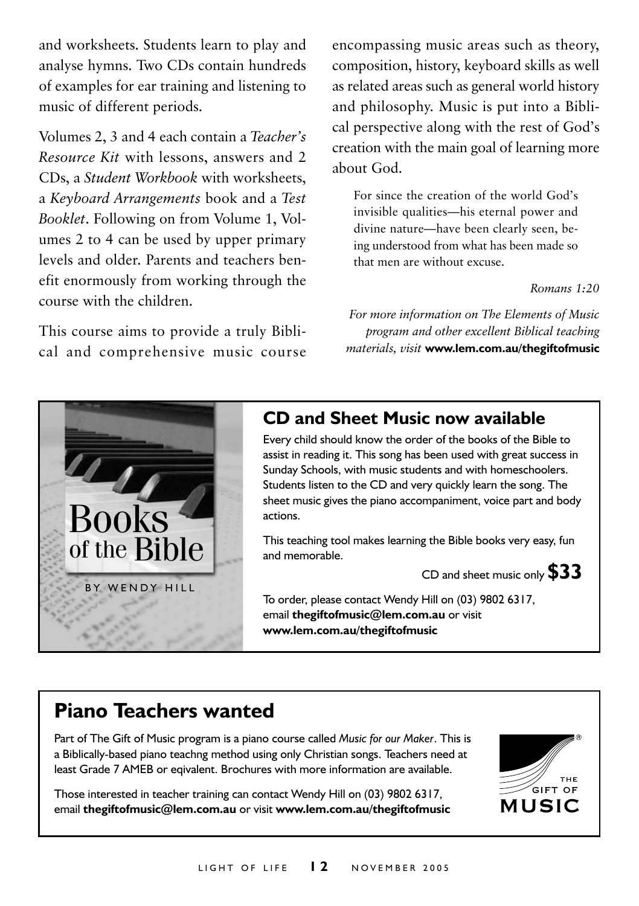and worksheets. Students learn to play and analyse hymns. Two CDs contain hundreds of examples for ear training and listening to music of different periods.

Volumes 2, 3 and 4 each contain a *Teacher's Resource Kit* with lessons, answers and 2 CDs, a *Student Workbook* with worksheets, a *Keyboard Arrangements* book and a *Test Booklet*. Following on from Volume 1, Volumes 2 to 4 can be used by upper primary levels and older. Parents and teachers benefit enormously from working through the course with the children.

This course aims to provide a truly Biblical and comprehensive music course encompassing music areas such as theory, composition, history, keyboard skills as well as related areas such as general world history and philosophy. Music is put into a Biblical perspective along with the rest of God's creation with the main goal of learning more about God.

> For since the creation of the world God's invisible qualities—his eternal power and divine nature—have been clearly seen, being understood from what has been made so that men are without excuse.
>
> *Romans 1:20*

*For more information on The Elements of Music program and other excellent Biblical teaching materials, visit* **www.lem.com.au/thegiftofmusic**

Books of the Bible

BY WENDY HILL

## CD and Sheet Music now available

Every child should know the order of the books of the Bible to assist in reading it. This song has been used with great success in Sunday Schools, with music students and with homeschoolers. Students listen to the CD and very quickly learn the song. The sheet music gives the piano accompaniment, voice part and body actions.

This teaching tool makes learning the Bible books very easy, fun and memorable.

CD and sheet music only **$33**

To order, please contact Wendy Hill on (03) 9802 6317, email **thegiftofmusic@lem.com.au** or visit **www.lem.com.au/thegiftofmusic**

## Piano Teachers wanted

Part of The Gift of Music program is a piano course called *Music for our Maker*. This is a Biblically-based piano teachng method using only Christian songs. Teachers need at least Grade 7 AMEB or eqivalent. Brochures with more information are available.

Those interested in teacher training can contact Wendy Hill on (03) 9802 6317, email **thegiftofmusic@lem.com.au** or visit **www.lem.com.au/thegiftofmusic**

THE GIFT OF MUSIC®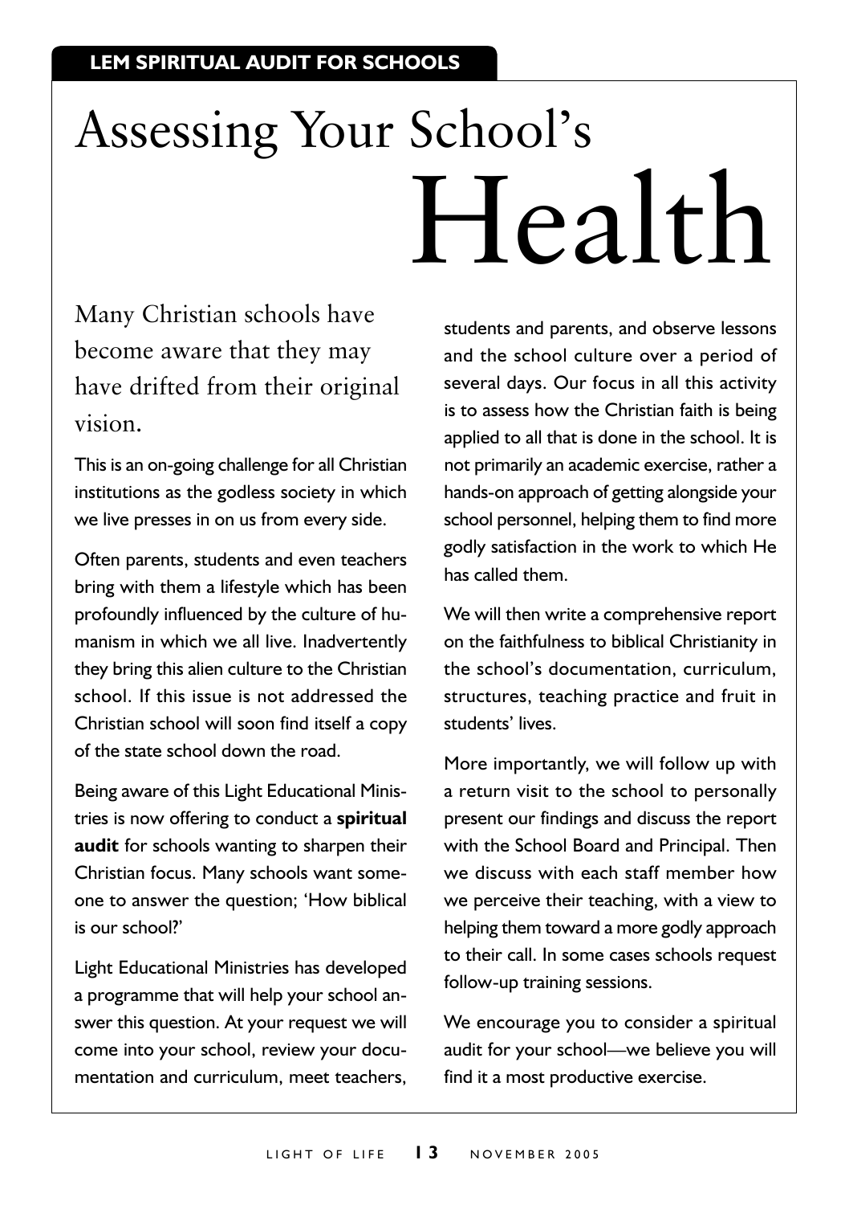**LEM SPIRITUAL AUDIT FOR SCHOOLS**

# Assessing Your School's Health

Many Christian schools have become aware that they may have drifted from their original vision.

This is an on-going challenge for all Christian institutions as the godless society in which we live presses in on us from every side.

Often parents, students and even teachers bring with them a lifestyle which has been profoundly influenced by the culture of humanism in which we all live. Inadvertently they bring this alien culture to the Christian school. If this issue is not addressed the Christian school will soon find itself a copy of the state school down the road.

Being aware of this Light Educational Ministries is now offering to conduct a **spiritual audit** for schools wanting to sharpen their Christian focus. Many schools want someone to answer the question; 'How biblical is our school?'

Light Educational Ministries has developed a programme that will help your school answer this question. At your request we will come into your school, review your documentation and curriculum, meet teachers, students and parents, and observe lessons and the school culture over a period of several days. Our focus in all this activity is to assess how the Christian faith is being applied to all that is done in the school. It is not primarily an academic exercise, rather a hands-on approach of getting alongside your school personnel, helping them to find more godly satisfaction in the work to which He has called them.

We will then write a comprehensive report on the faithfulness to biblical Christianity in the school's documentation, curriculum, structures, teaching practice and fruit in students' lives.

More importantly, we will follow up with a return visit to the school to personally present our findings and discuss the report with the School Board and Principal. Then we discuss with each staff member how we perceive their teaching, with a view to helping them toward a more godly approach to their call. In some cases schools request follow-up training sessions.

We encourage you to consider a spiritual audit for your school—we believe you will find it a most productive exercise.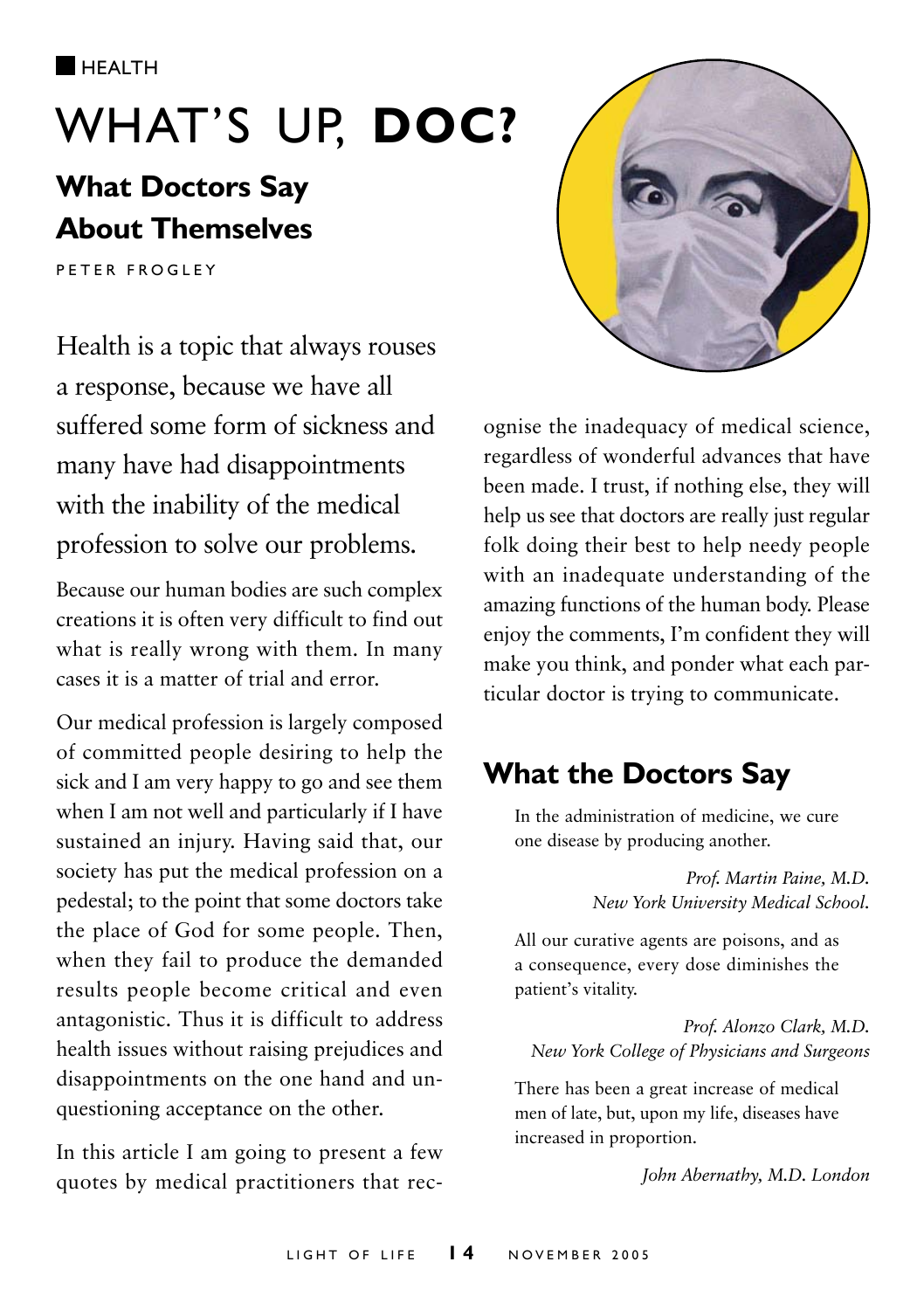HEALTH

# WHAT'S UP, **DOC?**

## What Doctors Say About Themselves

PETER FROGLEY

Health is a topic that always rouses a response, because we have all suffered some form of sickness and many have had disappointments with the inability of the medical profession to solve our problems.

Because our human bodies are such complex creations it is often very difficult to find out what is really wrong with them. In many cases it is a matter of trial and error.

Our medical profession is largely composed of committed people desiring to help the sick and I am very happy to go and see them when I am not well and particularly if I have sustained an injury. Having said that, our society has put the medical profession on a pedestal; to the point that some doctors take the place of God for some people. Then, when they fail to produce the demanded results people become critical and even antagonistic. Thus it is difficult to address health issues without raising prejudices and disappointments on the one hand and unquestioning acceptance on the other.

In this article I am going to present a few quotes by medical practitioners that recognise the inadequacy of medical science, regardless of wonderful advances that have been made. I trust, if nothing else, they will help us see that doctors are really just regular folk doing their best to help needy people with an inadequate understanding of the amazing functions of the human body. Please enjoy the comments, I'm confident they will make you think, and ponder what each particular doctor is trying to communicate.

## What the Doctors Say

In the administration of medicine, we cure one disease by producing another.

*Prof. Martin Paine, M.D.*
*New York University Medical School.*

All our curative agents are poisons, and as a consequence, every dose diminishes the patient's vitality.

*Prof. Alonzo Clark, M.D.*
*New York College of Physicians and Surgeons*

There has been a great increase of medical men of late, but, upon my life, diseases have increased in proportion.

*John Abernathy, M.D. London*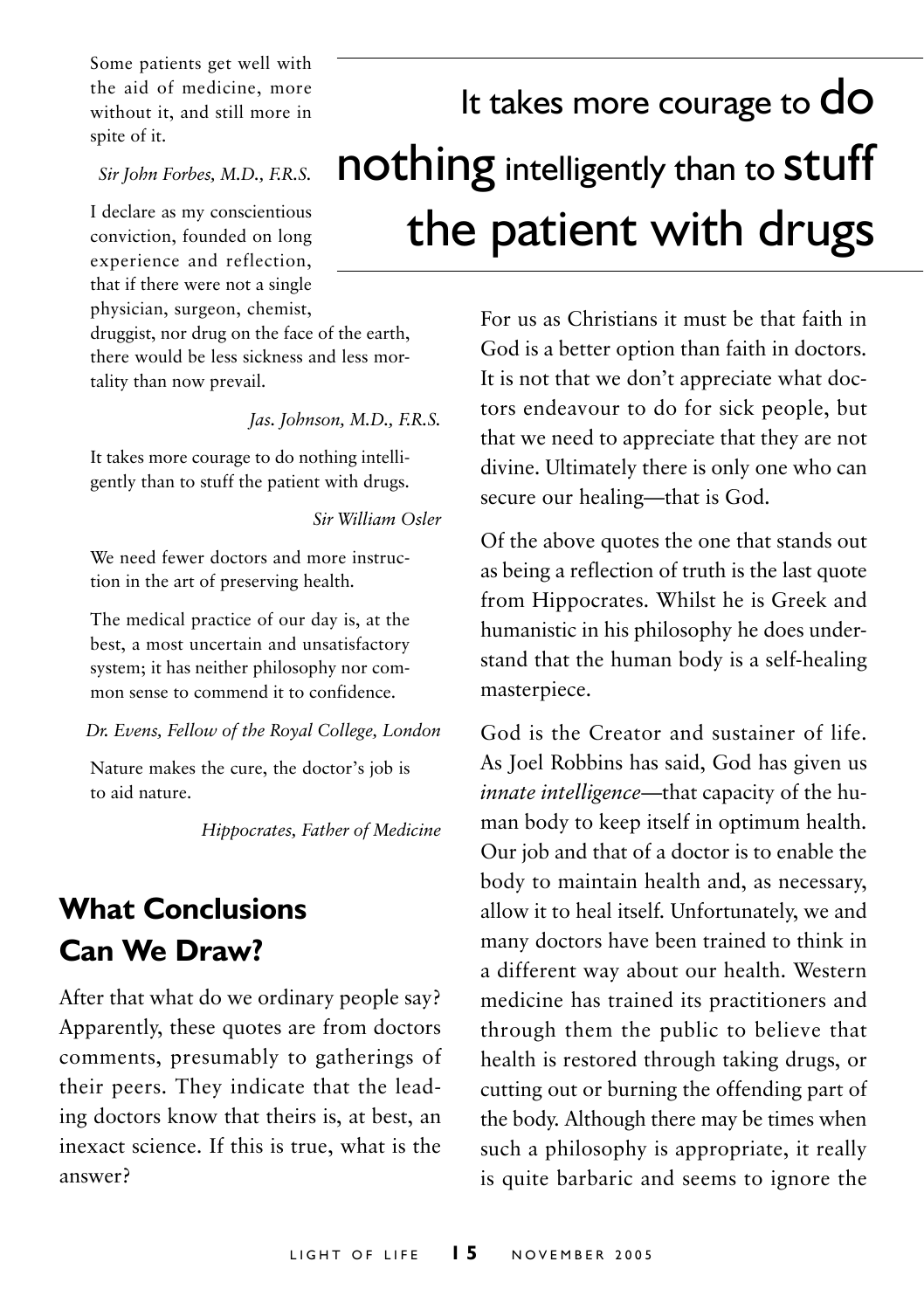Some patients get well with the aid of medicine, more without it, and still more in spite of it.

*Sir John Forbes, M.D., F.R.S.*

I declare as my conscientious conviction, founded on long experience and reflection, that if there were not a single physician, surgeon, chemist, druggist, nor drug on the face of the earth, there would be less sickness and less mortality than now prevail.

*Jas. Johnson, M.D., F.R.S.*

It takes more courage to do nothing intelligently than to stuff the patient with drugs.

*Sir William Osler*

We need fewer doctors and more instruction in the art of preserving health.

The medical practice of our day is, at the best, a most uncertain and unsatisfactory system; it has neither philosophy nor common sense to commend it to confidence.

*Dr. Evens, Fellow of the Royal College, London*

Nature makes the cure, the doctor's job is to aid nature.

*Hippocrates, Father of Medicine*

# It takes more courage to **do nothing** intelligently than to **stuff** the patient with drugs

## What Conclusions Can We Draw?

After that what do we ordinary people say? Apparently, these quotes are from doctors comments, presumably to gatherings of their peers. They indicate that the leading doctors know that theirs is, at best, an inexact science. If this is true, what is the answer?

For us as Christians it must be that faith in God is a better option than faith in doctors. It is not that we don't appreciate what doctors endeavour to do for sick people, but that we need to appreciate that they are not divine. Ultimately there is only one who can secure our healing—that is God.

Of the above quotes the one that stands out as being a reflection of truth is the last quote from Hippocrates. Whilst he is Greek and humanistic in his philosophy he does understand that the human body is a self-healing masterpiece.

God is the Creator and sustainer of life. As Joel Robbins has said, God has given us *innate intelligence*—that capacity of the human body to keep itself in optimum health. Our job and that of a doctor is to enable the body to maintain health and, as necessary, allow it to heal itself. Unfortunately, we and many doctors have been trained to think in a different way about our health. Western medicine has trained its practitioners and through them the public to believe that health is restored through taking drugs, or cutting out or burning the offending part of the body. Although there may be times when such a philosophy is appropriate, it really is quite barbaric and seems to ignore the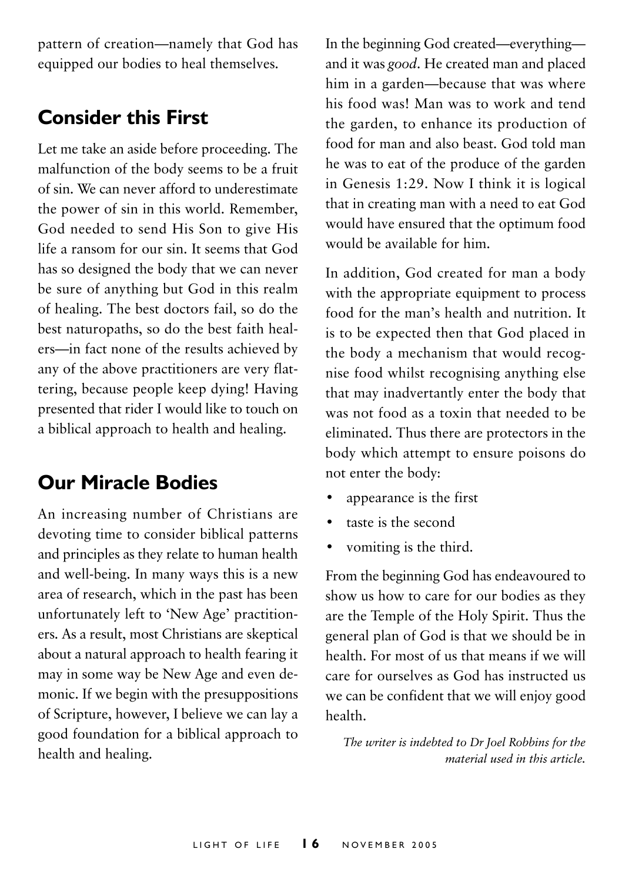pattern of creation—namely that God has equipped our bodies to heal themselves.

## Consider this First

Let me take an aside before proceeding. The malfunction of the body seems to be a fruit of sin. We can never afford to underestimate the power of sin in this world. Remember, God needed to send His Son to give His life a ransom for our sin. It seems that God has so designed the body that we can never be sure of anything but God in this realm of healing. The best doctors fail, so do the best naturopaths, so do the best faith healers—in fact none of the results achieved by any of the above practitioners are very flattering, because people keep dying! Having presented that rider I would like to touch on a biblical approach to health and healing.

## Our Miracle Bodies

An increasing number of Christians are devoting time to consider biblical patterns and principles as they relate to human health and well-being. In many ways this is a new area of research, which in the past has been unfortunately left to 'New Age' practitioners. As a result, most Christians are skeptical about a natural approach to health fearing it may in some way be New Age and even demonic. If we begin with the presuppositions of Scripture, however, I believe we can lay a good foundation for a biblical approach to health and healing.

In the beginning God created—everything—and it was *good*. He created man and placed him in a garden—because that was where his food was! Man was to work and tend the garden, to enhance its production of food for man and also beast. God told man he was to eat of the produce of the garden in Genesis 1:29. Now I think it is logical that in creating man with a need to eat God would have ensured that the optimum food would be available for him.

In addition, God created for man a body with the appropriate equipment to process food for the man's health and nutrition. It is to be expected then that God placed in the body a mechanism that would recognise food whilst recognising anything else that may inadvertantly enter the body that was not food as a toxin that needed to be eliminated. Thus there are protectors in the body which attempt to ensure poisons do not enter the body:

- appearance is the first
- taste is the second
- vomiting is the third.

From the beginning God has endeavoured to show us how to care for our bodies as they are the Temple of the Holy Spirit. Thus the general plan of God is that we should be in health. For most of us that means if we will care for ourselves as God has instructed us we can be confident that we will enjoy good health.

*The writer is indebted to Dr Joel Robbins for the material used in this article.*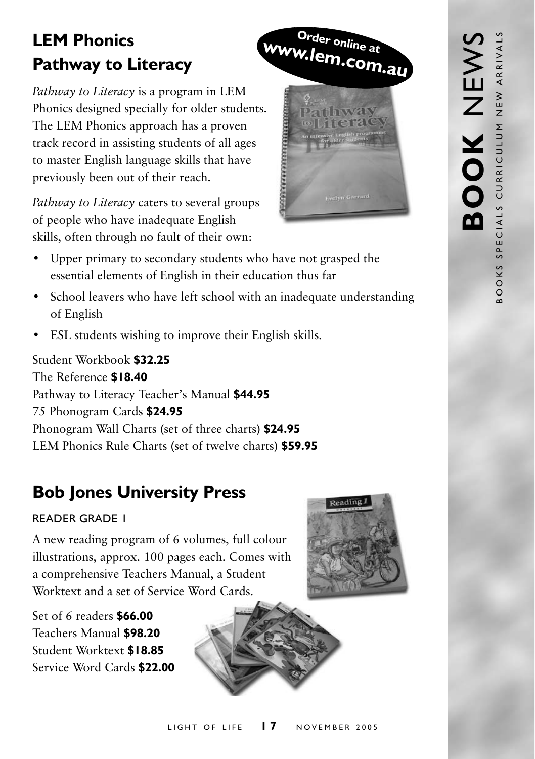## LEM Phonics Pathway to Literacy

Order online at **www.lem.com.au**

*Pathway to Literacy* is a program in LEM Phonics designed specially for older students. The LEM Phonics approach has a proven track record in assisting students of all ages to master English language skills that have previously been out of their reach.

*Pathway to Literacy* caters to several groups of people who have inadequate English skills, often through no fault of their own:

- Upper primary to secondary students who have not grasped the essential elements of English in their education thus far
- School leavers who have left school with an inadequate understanding of English
- ESL students wishing to improve their English skills.

Student Workbook **$32.25**
The Reference **$18.40**
Pathway to Literacy Teacher's Manual **$44.95**
75 Phonogram Cards **$24.95**
Phonogram Wall Charts (set of three charts) **$24.95**
LEM Phonics Rule Charts (set of twelve charts) **$59.95**

## Bob Jones University Press

READER GRADE 1

A new reading program of 6 volumes, full colour illustrations, approx. 100 pages each. Comes with a comprehensive Teachers Manual, a Student Worktext and a set of Service Word Cards.

Set of 6 readers **$66.00**
Teachers Manual **$98.20**
Student Worktext **$18.85**
Service Word Cards **$22.00**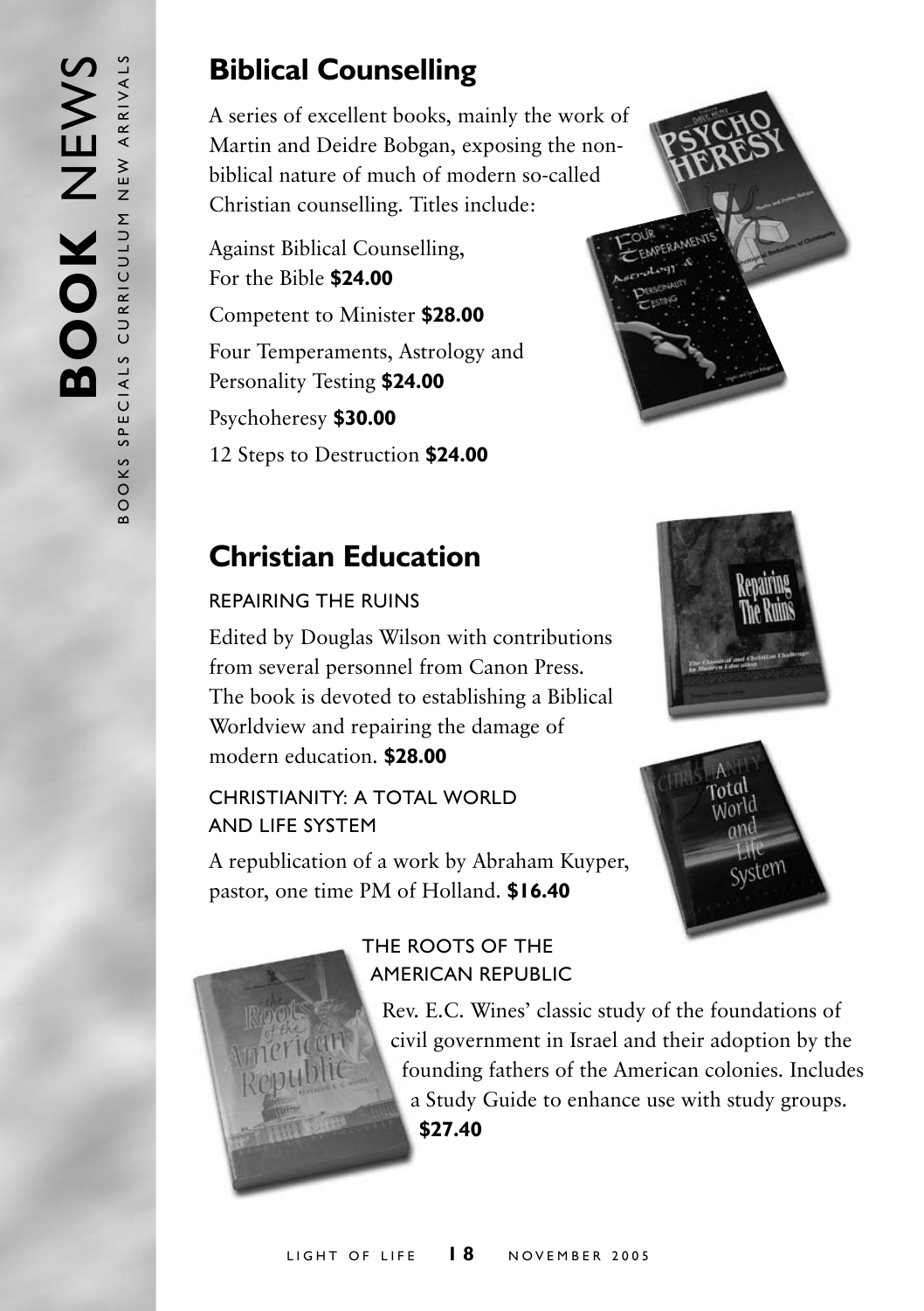## Biblical Counselling

A series of excellent books, mainly the work of Martin and Deidre Bobgan, exposing the non-biblical nature of much of modern so-called Christian counselling. Titles include:

Against Biblical Counselling, For the Bible **$24.00**

Competent to Minister **$28.00**

Four Temperaments, Astrology and Personality Testing **$24.00**

Psychoheresy **$30.00**

12 Steps to Destruction **$24.00**

## Christian Education

### REPAIRING THE RUINS

Edited by Douglas Wilson with contributions from several personnel from Canon Press. The book is devoted to establishing a Biblical Worldview and repairing the damage of modern education. **$28.00**

### CHRISTIANITY: A TOTAL WORLD AND LIFE SYSTEM

A republication of a work by Abraham Kuyper, pastor, one time PM of Holland. **$16.40**

### THE ROOTS OF THE AMERICAN REPUBLIC

Rev. E.C. Wines' classic study of the foundations of civil government in Israel and their adoption by the founding fathers of the American colonies. Includes a Study Guide to enhance use with study groups. **$27.40**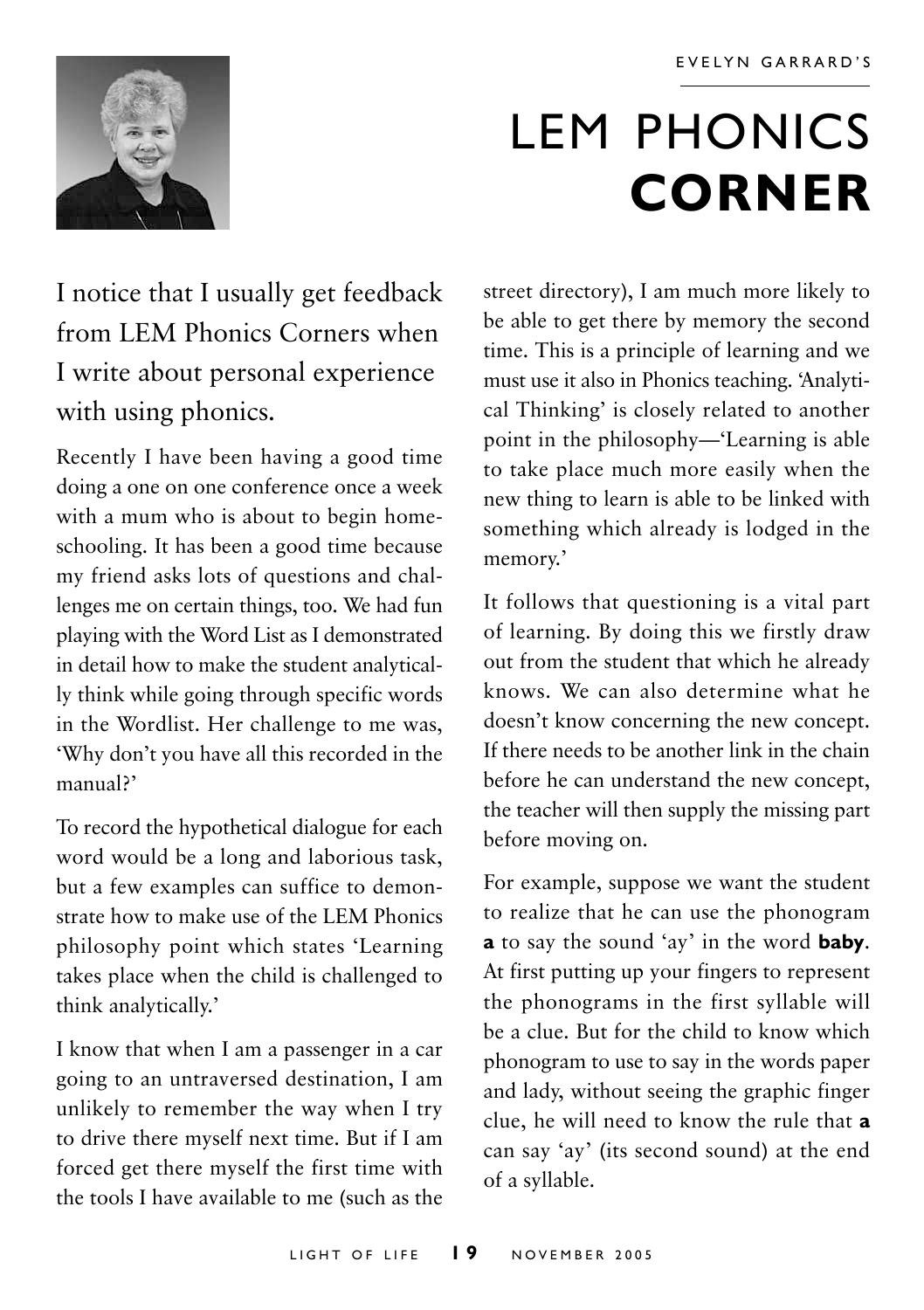EVELYN GARRARD'S

# LEM PHONICS **CORNER**

I notice that I usually get feedback from LEM Phonics Corners when I write about personal experience with using phonics.

Recently I have been having a good time doing a one on one conference once a week with a mum who is about to begin home-schooling. It has been a good time because my friend asks lots of questions and challenges me on certain things, too. We had fun playing with the Word List as I demonstrated in detail how to make the student analytically think while going through specific words in the Wordlist. Her challenge to me was, 'Why don't you have all this recorded in the manual?'

To record the hypothetical dialogue for each word would be a long and laborious task, but a few examples can suffice to demonstrate how to make use of the LEM Phonics philosophy point which states 'Learning takes place when the child is challenged to think analytically.'

I know that when I am a passenger in a car going to an untraversed destination, I am unlikely to remember the way when I try to drive there myself next time. But if I am forced get there myself the first time with the tools I have available to me (such as the street directory), I am much more likely to be able to get there by memory the second time. This is a principle of learning and we must use it also in Phonics teaching. 'Analytical Thinking' is closely related to another point in the philosophy—'Learning is able to take place much more easily when the new thing to learn is able to be linked with something which already is lodged in the memory.'

It follows that questioning is a vital part of learning. By doing this we firstly draw out from the student that which he already knows. We can also determine what he doesn't know concerning the new concept. If there needs to be another link in the chain before he can understand the new concept, the teacher will then supply the missing part before moving on.

For example, suppose we want the student to realize that he can use the phonogram **a** to say the sound 'ay' in the word **baby**. At first putting up your fingers to represent the phonograms in the first syllable will be a clue. But for the child to know which phonogram to use to say in the words paper and lady, without seeing the graphic finger clue, he will need to know the rule that **a** can say 'ay' (its second sound) at the end of a syllable.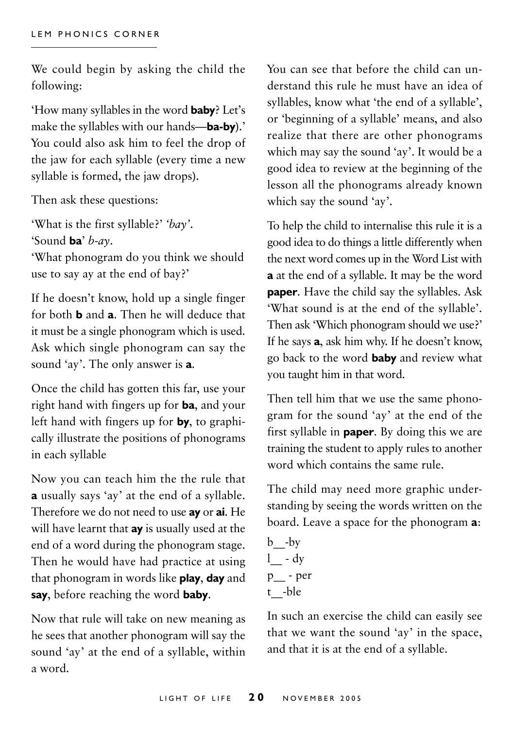We could begin by asking the child the following:

'How many syllables in the word **baby**? Let's make the syllables with our hands—**ba-by**).' You could also ask him to feel the drop of the jaw for each syllable (every time a new syllable is formed, the jaw drops).

Then ask these questions:

'What is the first syllable?' *'bay'*.
'Sound **ba**' *b-ay*.
'What phonogram do you think we should use to say ay at the end of bay?'

If he doesn't know, hold up a single finger for both **b** and **a**. Then he will deduce that it must be a single phonogram which is used. Ask which single phonogram can say the sound 'ay'. The only answer is **a**.

Once the child has gotten this far, use your right hand with fingers up for **ba**, and your left hand with fingers up for **by**, to graphically illustrate the positions of phonograms in each syllable

Now you can teach him the the rule that **a** usually says 'ay' at the end of a syllable. Therefore we do not need to use **ay** or **ai**. He will have learnt that **ay** is usually used at the end of a word during the phonogram stage. Then he would have had practice at using that phonogram in words like **play**, **day** and **say**, before reaching the word **baby**.

Now that rule will take on new meaning as he sees that another phonogram will say the sound 'ay' at the end of a syllable, within a word.

You can see that before the child can understand this rule he must have an idea of syllables, know what 'the end of a syllable', or 'beginning of a syllable' means, and also realize that there are other phonograms which may say the sound 'ay'. It would be a good idea to review at the beginning of the lesson all the phonograms already known which say the sound 'ay'.

To help the child to internalise this rule it is a good idea to do things a little differently when the next word comes up in the Word List with **a** at the end of a syllable. It may be the word **paper**. Have the child say the syllables. Ask 'What sound is at the end of the syllable'. Then ask 'Which phonogram should we use?' If he says **a**, ask him why. If he doesn't know, go back to the word **baby** and review what you taught him in that word.

Then tell him that we use the same phonogram for the sound 'ay' at the end of the first syllable in **paper**. By doing this we are training the student to apply rules to another word which contains the same rule.

The child may need more graphic understanding by seeing the words written on the board. Leave a space for the phonogram **a**:

b__-by
l__ - dy
p__ - per
t__-ble

In such an exercise the child can easily see that we want the sound 'ay' in the space, and that it is at the end of a syllable.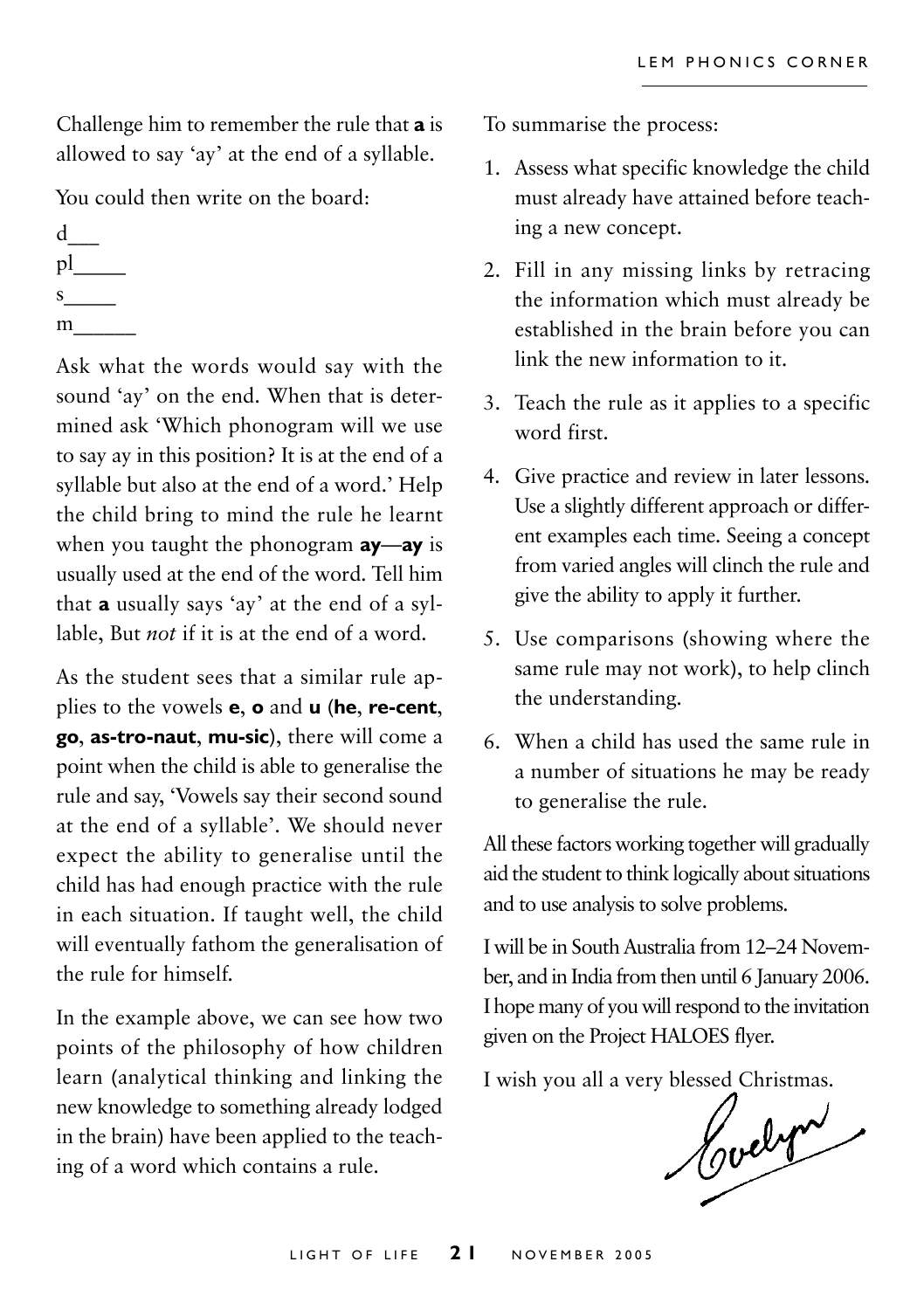Challenge him to remember the rule that **a** is allowed to say 'ay' at the end of a syllable.

You could then write on the board:

d___
pl_____
s_____
m______

Ask what the words would say with the sound 'ay' on the end. When that is determined ask 'Which phonogram will we use to say ay in this position? It is at the end of a syllable but also at the end of a word.' Help the child bring to mind the rule he learnt when you taught the phonogram **ay**—**ay** is usually used at the end of the word. Tell him that **a** usually says 'ay' at the end of a syllable, But *not* if it is at the end of a word.

As the student sees that a similar rule applies to the vowels **e**, **o** and **u** (**he**, **re-cent**, **go**, **as-tro-naut**, **mu-sic**), there will come a point when the child is able to generalise the rule and say, 'Vowels say their second sound at the end of a syllable'. We should never expect the ability to generalise until the child has had enough practice with the rule in each situation. If taught well, the child will eventually fathom the generalisation of the rule for himself.

In the example above, we can see how two points of the philosophy of how children learn (analytical thinking and linking the new knowledge to something already lodged in the brain) have been applied to the teaching of a word which contains a rule.

To summarise the process:

1. Assess what specific knowledge the child must already have attained before teaching a new concept.
2. Fill in any missing links by retracing the information which must already be established in the brain before you can link the new information to it.
3. Teach the rule as it applies to a specific word first.
4. Give practice and review in later lessons. Use a slightly different approach or different examples each time. Seeing a concept from varied angles will clinch the rule and give the ability to apply it further.
5. Use comparisons (showing where the same rule may not work), to help clinch the understanding.
6. When a child has used the same rule in a number of situations he may be ready to generalise the rule.

All these factors working together will gradually aid the student to think logically about situations and to use analysis to solve problems.

I will be in South Australia from 12–24 November, and in India from then until 6 January 2006. I hope many of you will respond to the invitation given on the Project HALOES flyer.

I wish you all a very blessed Christmas.

Evelyn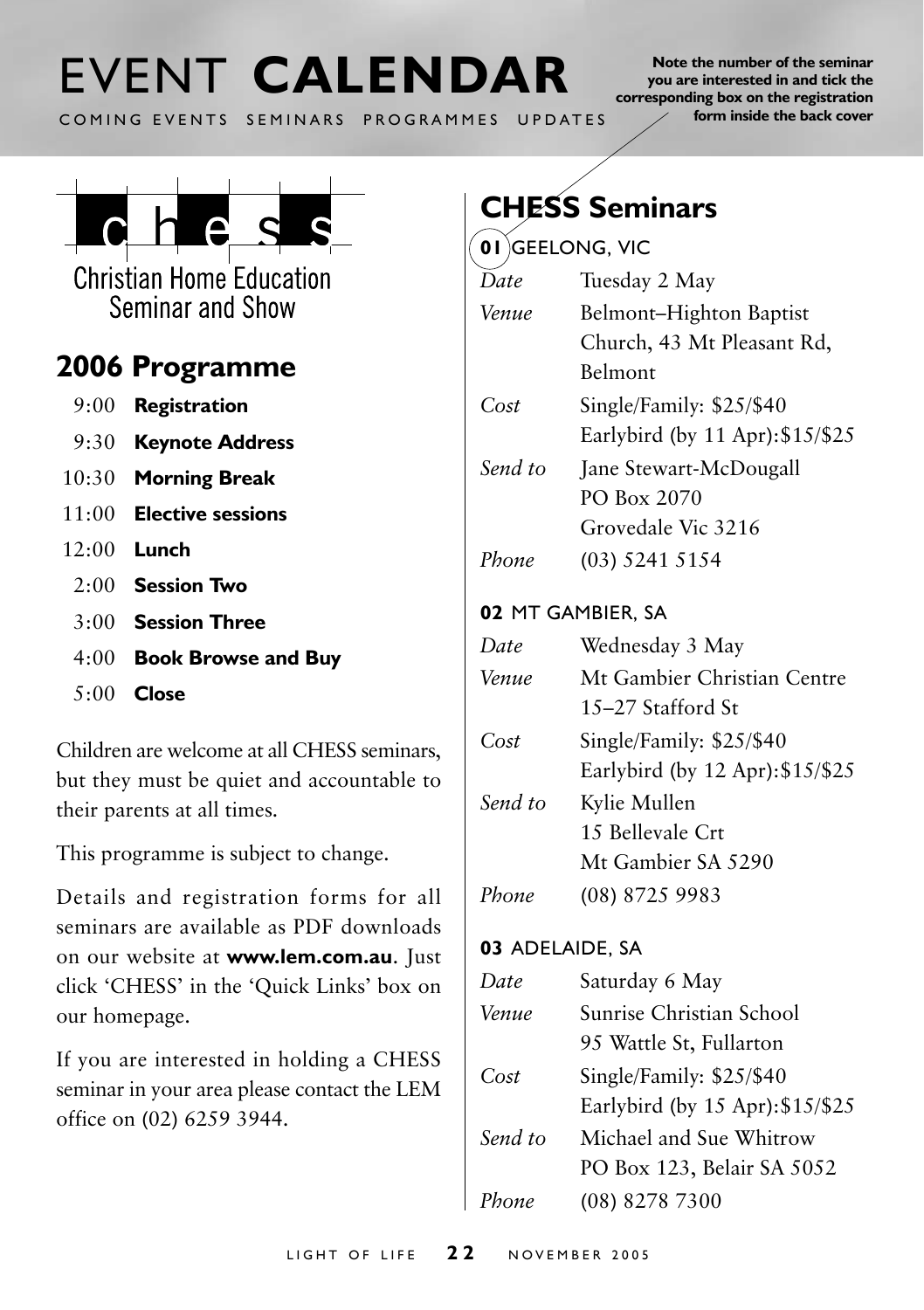# EVENT **CALENDAR**

COMING EVENTS SEMINARS PROGRAMMES UPDATES

**Note the number of the seminar you are interested in and tick the corresponding box on the registration form inside the back cover**

chess

Christian Home Education Seminar and Show

## 2006 Programme

| | |
|---|---|
| 9:00 | **Registration** |
| 9:30 | **Keynote Address** |
| 10:30 | **Morning Break** |
| 11:00 | **Elective sessions** |
| 12:00 | **Lunch** |
| 2:00 | **Session Two** |
| 3:00 | **Session Three** |
| 4:00 | **Book Browse and Buy** |
| 5:00 | **Close** |

Children are welcome at all CHESS seminars, but they must be quiet and accountable to their parents at all times.

This programme is subject to change.

Details and registration forms for all seminars are available as PDF downloads on our website at **www.lem.com.au**. Just click 'CHESS' in the 'Quick Links' box on our homepage.

If you are interested in holding a CHESS seminar in your area please contact the LEM office on (02) 6259 3944.

## CHESS Seminars

### 01 GEELONG, VIC

| | |
|---|---|
| *Date* | Tuesday 2 May |
| *Venue* | Belmont–Highton Baptist Church, 43 Mt Pleasant Rd, Belmont |
| *Cost* | Single/Family: $25/$40<br>Earlybird (by 11 Apr):$15/$25 |
| *Send to* | Jane Stewart-McDougall<br>PO Box 2070<br>Grovedale Vic 3216 |
| *Phone* | (03) 5241 5154 |

### 02 MT GAMBIER, SA

| | |
|---|---|
| *Date* | Wednesday 3 May |
| *Venue* | Mt Gambier Christian Centre<br>15–27 Stafford St |
| *Cost* | Single/Family: $25/$40<br>Earlybird (by 12 Apr):$15/$25 |
| *Send to* | Kylie Mullen<br>15 Bellevale Crt<br>Mt Gambier SA 5290 |
| *Phone* | (08) 8725 9983 |

### 03 ADELAIDE, SA

| | |
|---|---|
| *Date* | Saturday 6 May |
| *Venue* | Sunrise Christian School<br>95 Wattle St, Fullarton |
| *Cost* | Single/Family: $25/$40<br>Earlybird (by 15 Apr):$15/$25 |
| *Send to* | Michael and Sue Whitrow<br>PO Box 123, Belair SA 5052 |
| *Phone* | (08) 8278 7300 |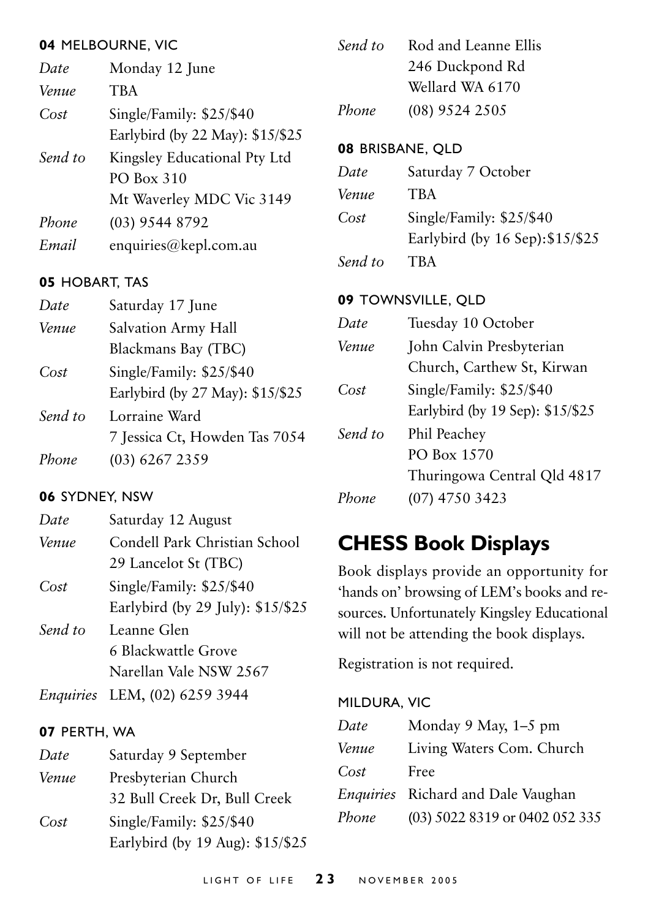#### **04** MELBOURNE, VIC

| | |
|---|---|
| *Date* | Monday 12 June |
| *Venue* | TBA |
| *Cost* | Single/Family: $25/$40<br>Earlybird (by 22 May): $15/$25 |
| *Send to* | Kingsley Educational Pty Ltd<br>PO Box 310<br>Mt Waverley MDC Vic 3149 |
| *Phone* | (03) 9544 8792 |
| *Email* | enquiries@kepl.com.au |

#### **05** HOBART, TAS

| | |
|---|---|
| *Date* | Saturday 17 June |
| *Venue* | Salvation Army Hall<br>Blackmans Bay (TBC) |
| *Cost* | Single/Family: $25/$40<br>Earlybird (by 27 May): $15/$25 |
| *Send to* | Lorraine Ward<br>7 Jessica Ct, Howden Tas 7054 |
| *Phone* | (03) 6267 2359 |

#### **06** SYDNEY, NSW

| | |
|---|---|
| *Date* | Saturday 12 August |
| *Venue* | Condell Park Christian School<br>29 Lancelot St (TBC) |
| *Cost* | Single/Family: $25/$40<br>Earlybird (by 29 July): $15/$25 |
| *Send to* | Leanne Glen<br>6 Blackwattle Grove<br>Narellan Vale NSW 2567 |
| *Enquiries* | LEM, (02) 6259 3944 |

#### **07** PERTH, WA

| | |
|---|---|
| *Date* | Saturday 9 September |
| *Venue* | Presbyterian Church<br>32 Bull Creek Dr, Bull Creek |
| *Cost* | Single/Family: $25/$40<br>Earlybird (by 19 Aug): $15/$25 |
| *Send to* | Rod and Leanne Ellis<br>246 Duckpond Rd<br>Wellard WA 6170 |
| *Phone* | (08) 9524 2505 |

#### **08** BRISBANE, QLD

| | |
|---|---|
| *Date* | Saturday 7 October |
| *Venue* | TBA |
| *Cost* | Single/Family: $25/$40<br>Earlybird (by 16 Sep):$15/$25 |
| *Send to* | TBA |

#### **09** TOWNSVILLE, QLD

| | |
|---|---|
| *Date* | Tuesday 10 October |
| *Venue* | John Calvin Presbyterian<br>Church, Carthew St, Kirwan |
| *Cost* | Single/Family: $25/$40<br>Earlybird (by 19 Sep): $15/$25 |
| *Send to* | Phil Peachey<br>PO Box 1570<br>Thuringowa Central Qld 4817 |
| *Phone* | (07) 4750 3423 |

## CHESS Book Displays

Book displays provide an opportunity for 'hands on' browsing of LEM's books and resources. Unfortunately Kingsley Educational will not be attending the book displays.

Registration is not required.

#### MILDURA, VIC

| | |
|---|---|
| *Date* | Monday 9 May, 1–5 pm |
| *Venue* | Living Waters Com. Church |
| *Cost* | Free |
| *Enquiries* | Richard and Dale Vaughan |
| *Phone* | (03) 5022 8319 or 0402 052 335 |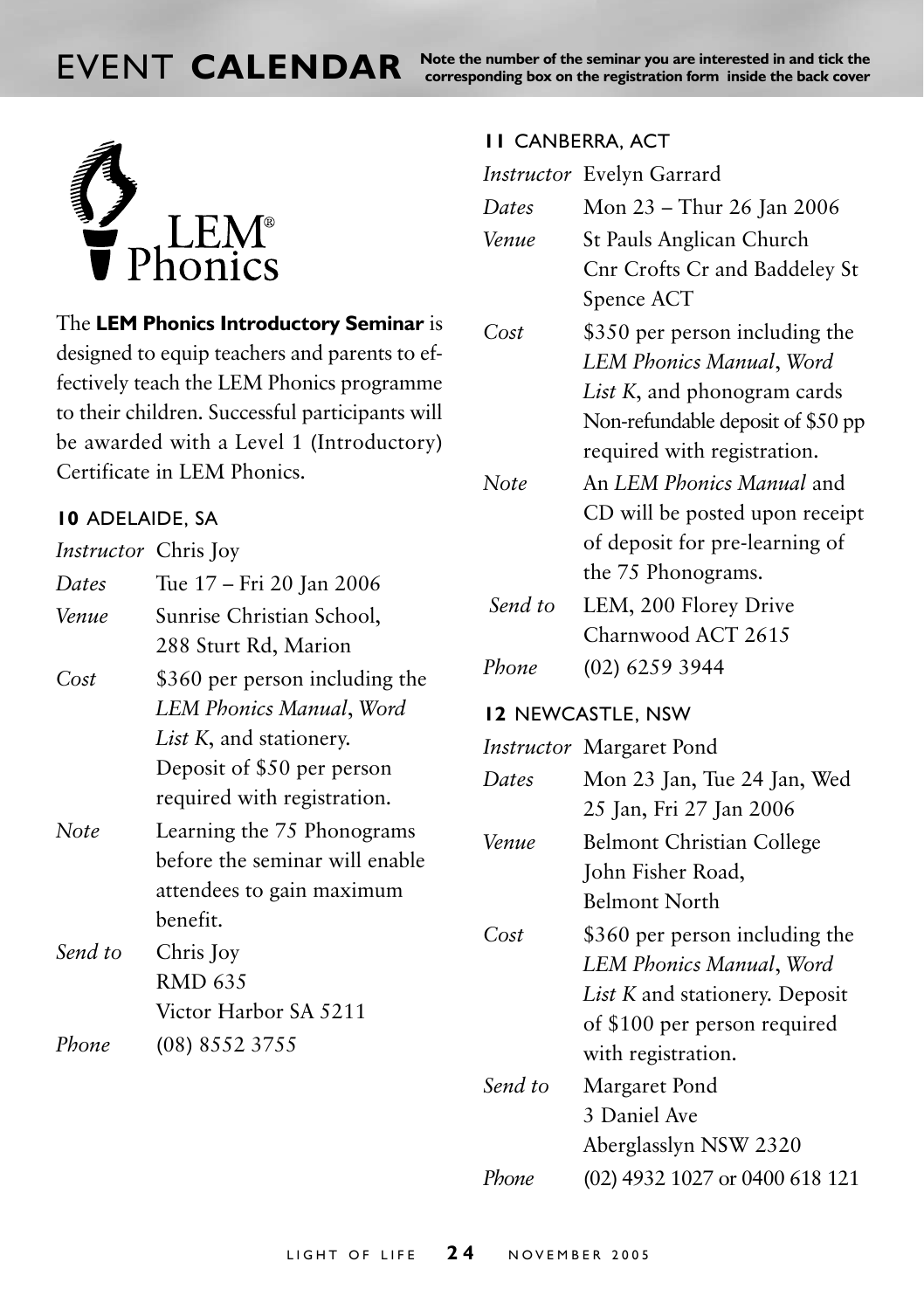# EVENT **CALENDAR**

**Note the number of the seminar you are interested in and tick the corresponding box on the registration form inside the back cover**

LEM® Phonics

The **LEM Phonics Introductory Seminar** is designed to equip teachers and parents to effectively teach the LEM Phonics programme to their children. Successful participants will be awarded with a Level 1 (Introductory) Certificate in LEM Phonics.

### **10** ADELAIDE, SA

*Instructor* Chris Joy

*Dates* Tue 17 – Fri 20 Jan 2006

*Venue* Sunrise Christian School, 288 Sturt Rd, Marion

*Cost* \$360 per person including the *LEM Phonics Manual*, *Word List K*, and stationery. Deposit of \$50 per person required with registration.

*Note* Learning the 75 Phonograms before the seminar will enable attendees to gain maximum benefit.

*Send to* Chris Joy
RMD 635
Victor Harbor SA 5211

*Phone* (08) 8552 3755

### **11** CANBERRA, ACT

*Instructor* Evelyn Garrard

*Dates* Mon 23 – Thur 26 Jan 2006

*Venue* St Pauls Anglican Church
Cnr Crofts Cr and Baddeley St
Spence ACT

*Cost* \$350 per person including the *LEM Phonics Manual*, *Word List K*, and phonogram cards
Non-refundable deposit of \$50 pp required with registration.

*Note* An *LEM Phonics Manual* and CD will be posted upon receipt of deposit for pre-learning of the 75 Phonograms.

*Send to* LEM, 200 Florey Drive
Charnwood ACT 2615

*Phone* (02) 6259 3944

### **12** NEWCASTLE, NSW

*Instructor* Margaret Pond

*Dates* Mon 23 Jan, Tue 24 Jan, Wed 25 Jan, Fri 27 Jan 2006

*Venue* Belmont Christian College
John Fisher Road,
Belmont North

*Cost* \$360 per person including the *LEM Phonics Manual*, *Word List K* and stationery. Deposit of \$100 per person required with registration.

*Send to* Margaret Pond
3 Daniel Ave
Aberglasslyn NSW 2320

*Phone* (02) 4932 1027 or 0400 618 121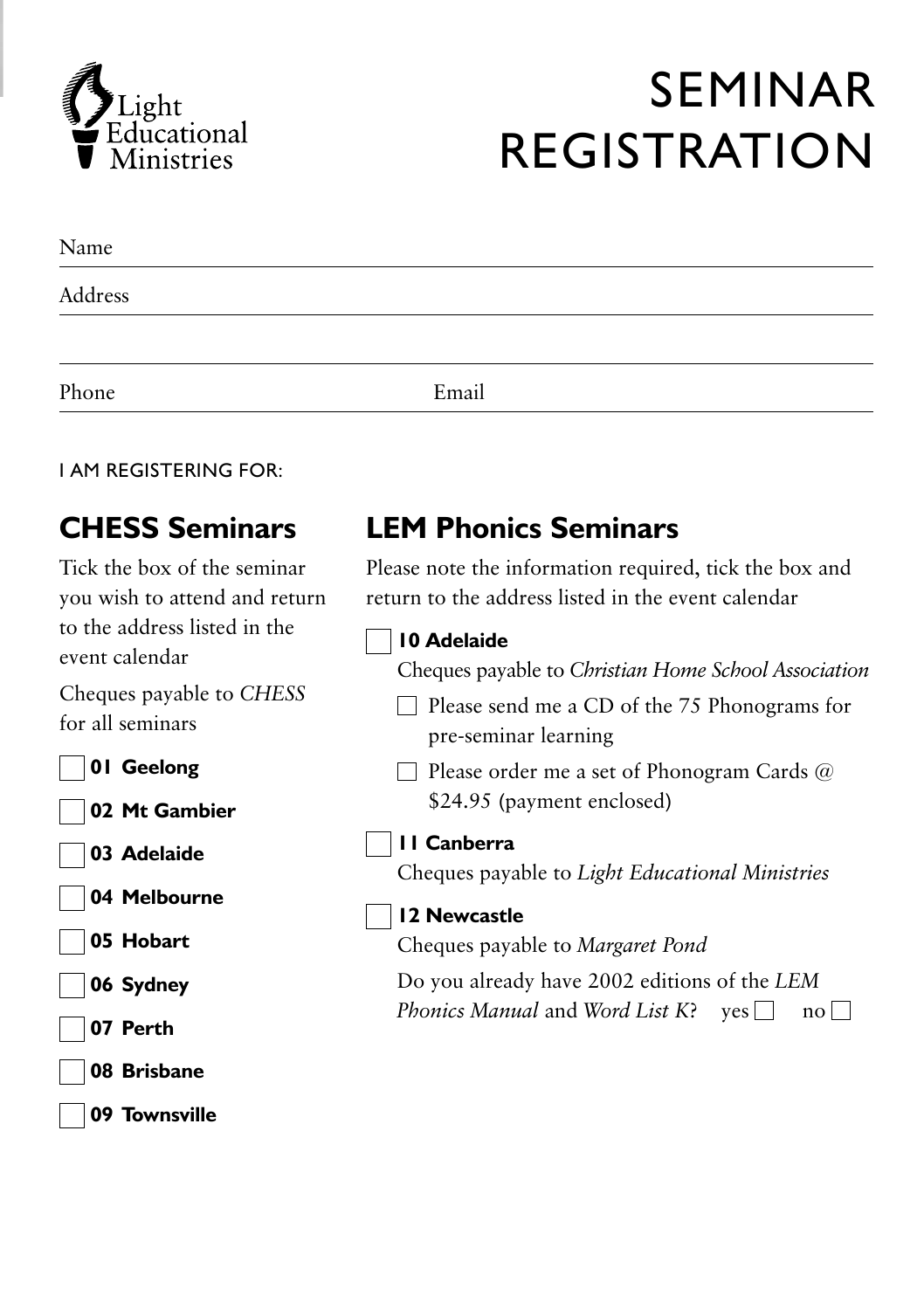Light Educational Ministries

# SEMINAR REGISTRATION

Name

Address

Phone Email

I AM REGISTERING FOR:

## CHESS Seminars

Tick the box of the seminar you wish to attend and return to the address listed in the event calendar

Cheques payable to *CHESS* for all seminars

- ☐ **01 Geelong**
- ☐ **02 Mt Gambier**
- ☐ **03 Adelaide**
- ☐ **04 Melbourne**
- ☐ **05 Hobart**
- ☐ **06 Sydney**
- ☐ **07 Perth**
- ☐ **08 Brisbane**
- ☐ **09 Townsville**

## LEM Phonics Seminars

Please note the information required, tick the box and return to the address listed in the event calendar

☐ **10 Adelaide**

Cheques payable to *Christian Home School Association*

- ☐ Please send me a CD of the 75 Phonograms for pre-seminar learning
- ☐ Please order me a set of Phonogram Cards @ $24.95 (payment enclosed)

☐ **11 Canberra**

Cheques payable to *Light Educational Ministries*

☐ **12 Newcastle**

Cheques payable to *Margaret Pond*

Do you already have 2002 editions of the *LEM Phonics Manual* and *Word List K*? yes ☐ no ☐